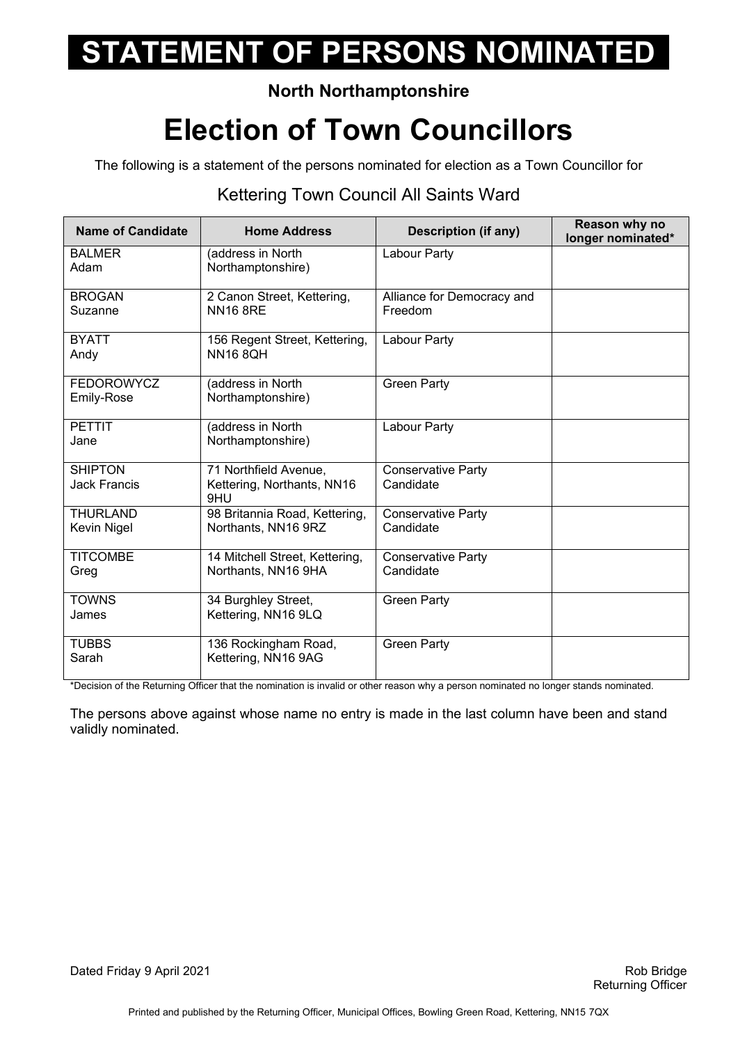# STATEMENT OF PERSONS NOMINATED

**North Northamptonshire**

# Election of Town Councillors

The following is a statement of the persons nominated for election as a Town Councillor for

## Kettering Town Council All Saints Ward

| Name of Candidate | Home Address | Description (if any) | Reason why no longer nominated* |
|---|---|---|---|
| BALMER<br>Adam | (address in North Northamptonshire) | Labour Party | |
| BROGAN<br>Suzanne | 2 Canon Street, Kettering, NN16 8RE | Alliance for Democracy and Freedom | |
| BYATT<br>Andy | 156 Regent Street, Kettering, NN16 8QH | Labour Party | |
| FEDOROWYCZ<br>Emily-Rose | (address in North Northamptonshire) | Green Party | |
| PETTIT<br>Jane | (address in North Northamptonshire) | Labour Party | |
| SHIPTON<br>Jack Francis | 71 Northfield Avenue, Kettering, Northants, NN16 9HU | Conservative Party Candidate | |
| THURLAND<br>Kevin Nigel | 98 Britannia Road, Kettering, Northants, NN16 9RZ | Conservative Party Candidate | |
| TITCOMBE<br>Greg | 14 Mitchell Street, Kettering, Northants, NN16 9HA | Conservative Party Candidate | |
| TOWNS<br>James | 34 Burghley Street, Kettering, NN16 9LQ | Green Party | |
| TUBBS<br>Sarah | 136 Rockingham Road, Kettering, NN16 9AG | Green Party | |

*Decision of the Returning Officer that the nomination is invalid or other reason why a person nominated no longer stands nominated.

The persons above against whose name no entry is made in the last column have been and stand validly nominated.

Dated Friday 9 April 2021

Rob Bridge
Returning Officer

Printed and published by the Returning Officer, Municipal Offices, Bowling Green Road, Kettering, NN15 7QX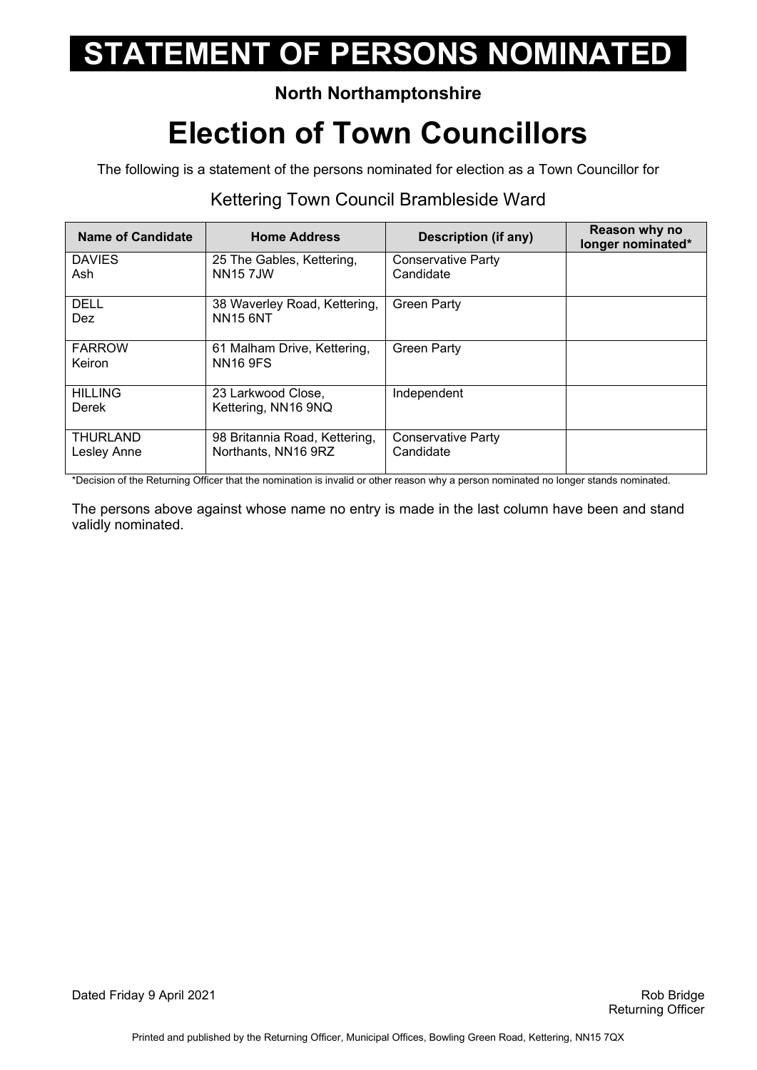# STATEMENT OF PERSONS NOMINATED

**North Northamptonshire**

# Election of Town Councillors

The following is a statement of the persons nominated for election as a Town Councillor for

## Kettering Town Council Brambleside Ward

| Name of Candidate | Home Address | Description (if any) | Reason why no longer nominated* |
|---|---|---|---|
| DAVIES Ash | 25 The Gables, Kettering, NN15 7JW | Conservative Party Candidate | |
| DELL Dez | 38 Waverley Road, Kettering, NN15 6NT | Green Party | |
| FARROW Keiron | 61 Malham Drive, Kettering, NN16 9FS | Green Party | |
| HILLING Derek | 23 Larkwood Close, Kettering, NN16 9NQ | Independent | |
| THURLAND Lesley Anne | 98 Britannia Road, Kettering, Northants, NN16 9RZ | Conservative Party Candidate | |

*Decision of the Returning Officer that the nomination is invalid or other reason why a person nominated no longer stands nominated.

The persons above against whose name no entry is made in the last column have been and stand validly nominated.

Dated Friday 9 April 2021

Rob Bridge
Returning Officer

Printed and published by the Returning Officer, Municipal Offices, Bowling Green Road, Kettering, NN15 7QX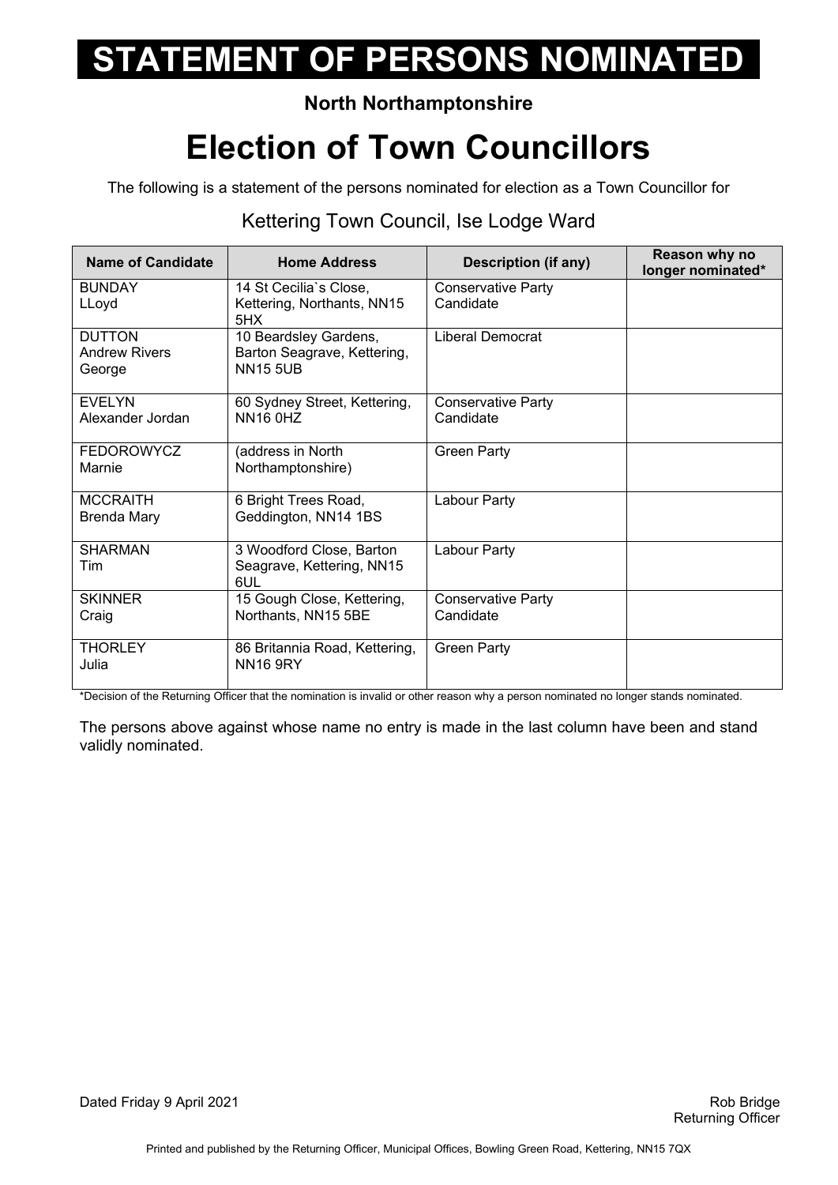# STATEMENT OF PERSONS NOMINATED

**North Northamptonshire**

# Election of Town Councillors

The following is a statement of the persons nominated for election as a Town Councillor for

## Kettering Town Council, Ise Lodge Ward

| Name of Candidate | Home Address | Description (if any) | Reason why no longer nominated* |
|---|---|---|---|
| BUNDAY<br>LLoyd | 14 St Cecilia`s Close, Kettering, Northants, NN15 5HX | Conservative Party Candidate | |
| DUTTON<br>Andrew Rivers George | 10 Beardsley Gardens, Barton Seagrave, Kettering, NN15 5UB | Liberal Democrat | |
| EVELYN<br>Alexander Jordan | 60 Sydney Street, Kettering, NN16 0HZ | Conservative Party Candidate | |
| FEDOROWYCZ<br>Marnie | (address in North Northamptonshire) | Green Party | |
| MCCRAITH<br>Brenda Mary | 6 Bright Trees Road, Geddington, NN14 1BS | Labour Party | |
| SHARMAN<br>Tim | 3 Woodford Close, Barton Seagrave, Kettering, NN15 6UL | Labour Party | |
| SKINNER<br>Craig | 15 Gough Close, Kettering, Northants, NN15 5BE | Conservative Party Candidate | |
| THORLEY<br>Julia | 86 Britannia Road, Kettering, NN16 9RY | Green Party | |

*Decision of the Returning Officer that the nomination is invalid or other reason why a person nominated no longer stands nominated.

The persons above against whose name no entry is made in the last column have been and stand validly nominated.

Dated Friday 9 April 2021

Rob Bridge
Returning Officer

Printed and published by the Returning Officer, Municipal Offices, Bowling Green Road, Kettering, NN15 7QX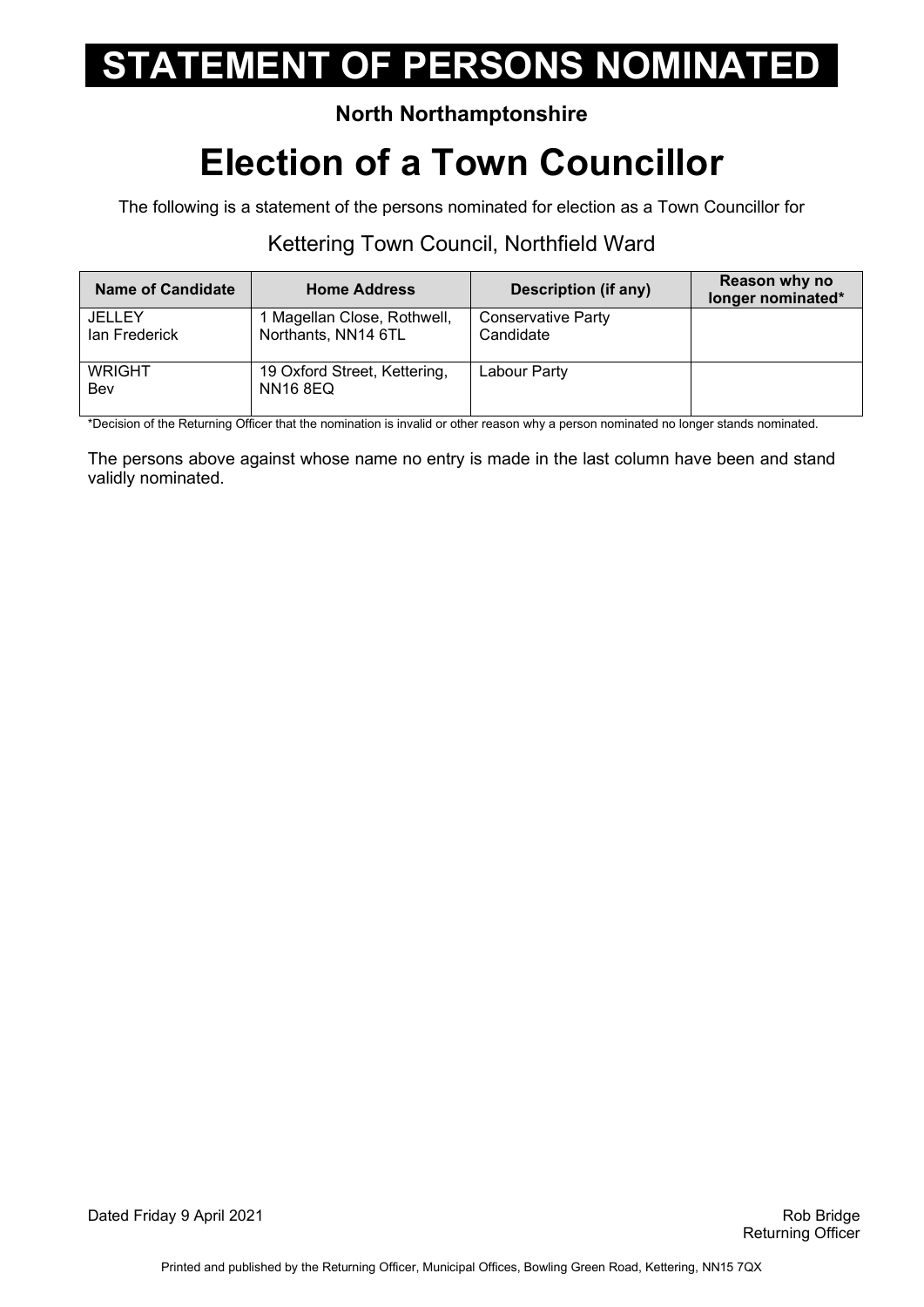# STATEMENT OF PERSONS NOMINATED

**North Northamptonshire**

# Election of a Town Councillor

The following is a statement of the persons nominated for election as a Town Councillor for

## Kettering Town Council, Northfield Ward

| Name of Candidate | Home Address | Description (if any) | Reason why no longer nominated* |
|---|---|---|---|
| JELLEY<br>Ian Frederick | 1 Magellan Close, Rothwell, Northants, NN14 6TL | Conservative Party Candidate | |
| WRIGHT<br>Bev | 19 Oxford Street, Kettering, NN16 8EQ | Labour Party | |

*Decision of the Returning Officer that the nomination is invalid or other reason why a person nominated no longer stands nominated.

The persons above against whose name no entry is made in the last column have been and stand validly nominated.

Dated Friday 9 April 2021

Rob Bridge
Returning Officer

Printed and published by the Returning Officer, Municipal Offices, Bowling Green Road, Kettering, NN15 7QX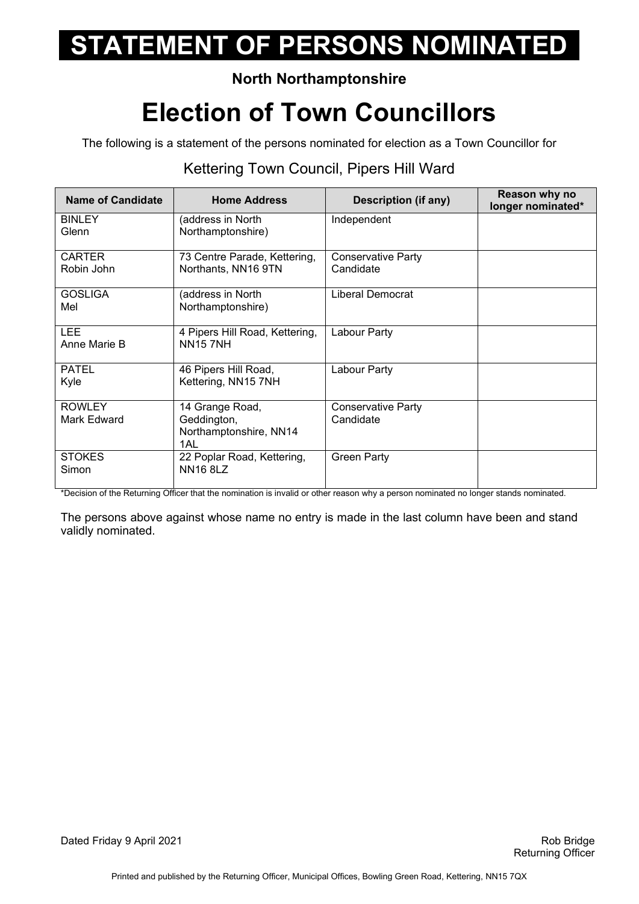# STATEMENT OF PERSONS NOMINATED

**North Northamptonshire**

## Election of Town Councillors

The following is a statement of the persons nominated for election as a Town Councillor for

Kettering Town Council, Pipers Hill Ward

| Name of Candidate | Home Address | Description (if any) | Reason why no longer nominated* |
|---|---|---|---|
| BINLEY<br>Glenn | (address in North Northamptonshire) | Independent | |
| CARTER<br>Robin John | 73 Centre Parade, Kettering, Northants, NN16 9TN | Conservative Party Candidate | |
| GOSLIGA<br>Mel | (address in North Northamptonshire) | Liberal Democrat | |
| LEE<br>Anne Marie B | 4 Pipers Hill Road, Kettering, NN15 7NH | Labour Party | |
| PATEL<br>Kyle | 46 Pipers Hill Road, Kettering, NN15 7NH | Labour Party | |
| ROWLEY<br>Mark Edward | 14 Grange Road, Geddington, Northamptonshire, NN14 1AL | Conservative Party Candidate | |
| STOKES<br>Simon | 22 Poplar Road, Kettering, NN16 8LZ | Green Party | |

*Decision of the Returning Officer that the nomination is invalid or other reason why a person nominated no longer stands nominated.

The persons above against whose name no entry is made in the last column have been and stand validly nominated.

Dated Friday 9 April 2021

Rob Bridge
Returning Officer

Printed and published by the Returning Officer, Municipal Offices, Bowling Green Road, Kettering, NN15 7QX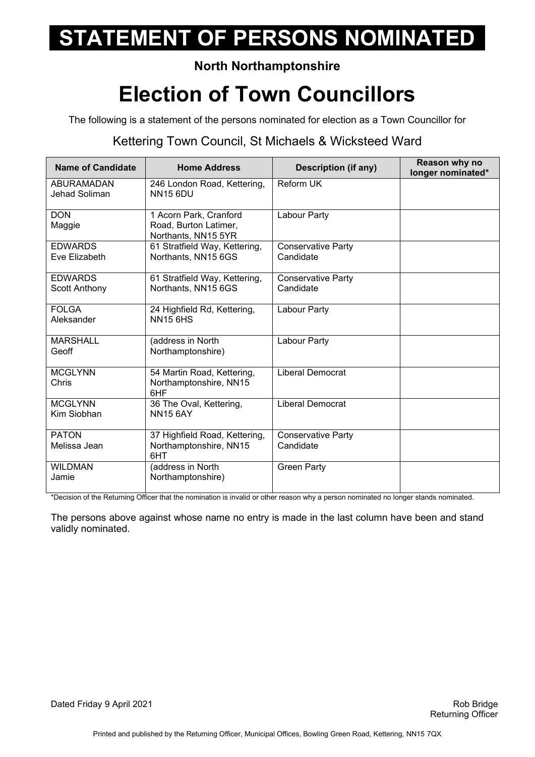# STATEMENT OF PERSONS NOMINATED

**North Northamptonshire**

# Election of Town Councillors

The following is a statement of the persons nominated for election as a Town Councillor for

## Kettering Town Council, St Michaels & Wicksteed Ward

| Name of Candidate | Home Address | Description (if any) | Reason why no longer nominated* |
|---|---|---|---|
| ABURAMADAN Jehad Soliman | 246 London Road, Kettering, NN15 6DU | Reform UK | |
| DON Maggie | 1 Acorn Park, Cranford Road, Burton Latimer, Northants, NN15 5YR | Labour Party | |
| EDWARDS Eve Elizabeth | 61 Stratfield Way, Kettering, Northants, NN15 6GS | Conservative Party Candidate | |
| EDWARDS Scott Anthony | 61 Stratfield Way, Kettering, Northants, NN15 6GS | Conservative Party Candidate | |
| FOLGA Aleksander | 24 Highfield Rd, Kettering, NN15 6HS | Labour Party | |
| MARSHALL Geoff | (address in North Northamptonshire) | Labour Party | |
| MCGLYNN Chris | 54 Martin Road, Kettering, Northamptonshire, NN15 6HF | Liberal Democrat | |
| MCGLYNN Kim Siobhan | 36 The Oval, Kettering, NN15 6AY | Liberal Democrat | |
| PATON Melissa Jean | 37 Highfield Road, Kettering, Northamptonshire, NN15 6HT | Conservative Party Candidate | |
| WILDMAN Jamie | (address in North Northamptonshire) | Green Party | |

*Decision of the Returning Officer that the nomination is invalid or other reason why a person nominated no longer stands nominated.

The persons above against whose name no entry is made in the last column have been and stand validly nominated.

Dated Friday 9 April 2021

Rob Bridge
Returning Officer

Printed and published by the Returning Officer, Municipal Offices, Bowling Green Road, Kettering, NN15 7QX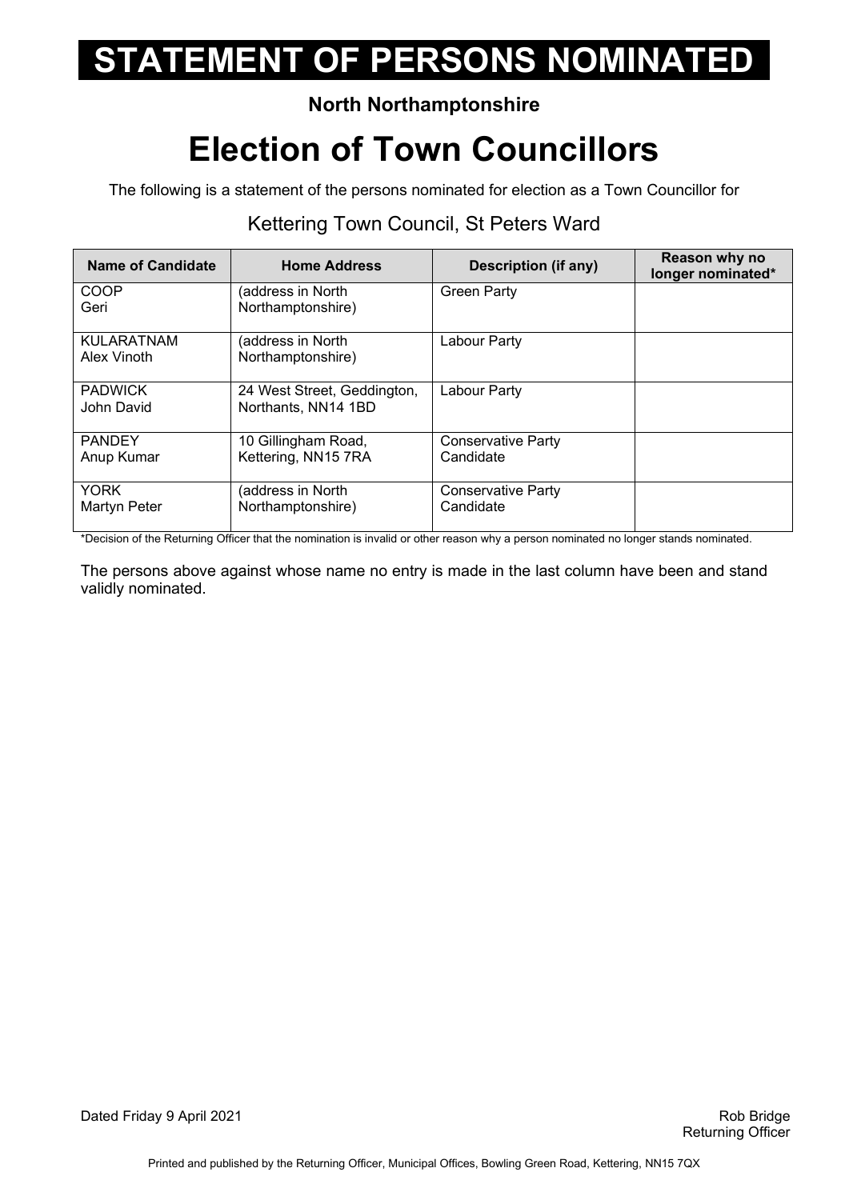# STATEMENT OF PERSONS NOMINATED

**North Northamptonshire**

# Election of Town Councillors

The following is a statement of the persons nominated for election as a Town Councillor for

## Kettering Town Council, St Peters Ward

| Name of Candidate | Home Address | Description (if any) | Reason why no longer nominated* |
|---|---|---|---|
| COOP<br>Geri | (address in North Northamptonshire) | Green Party | |
| KULARATNAM<br>Alex Vinoth | (address in North Northamptonshire) | Labour Party | |
| PADWICK<br>John David | 24 West Street, Geddington, Northants, NN14 1BD | Labour Party | |
| PANDEY<br>Anup Kumar | 10 Gillingham Road, Kettering, NN15 7RA | Conservative Party Candidate | |
| YORK<br>Martyn Peter | (address in North Northamptonshire) | Conservative Party Candidate | |

*Decision of the Returning Officer that the nomination is invalid or other reason why a person nominated no longer stands nominated.

The persons above against whose name no entry is made in the last column have been and stand validly nominated.

Dated Friday 9 April 2021

Rob Bridge
Returning Officer

Printed and published by the Returning Officer, Municipal Offices, Bowling Green Road, Kettering, NN15 7QX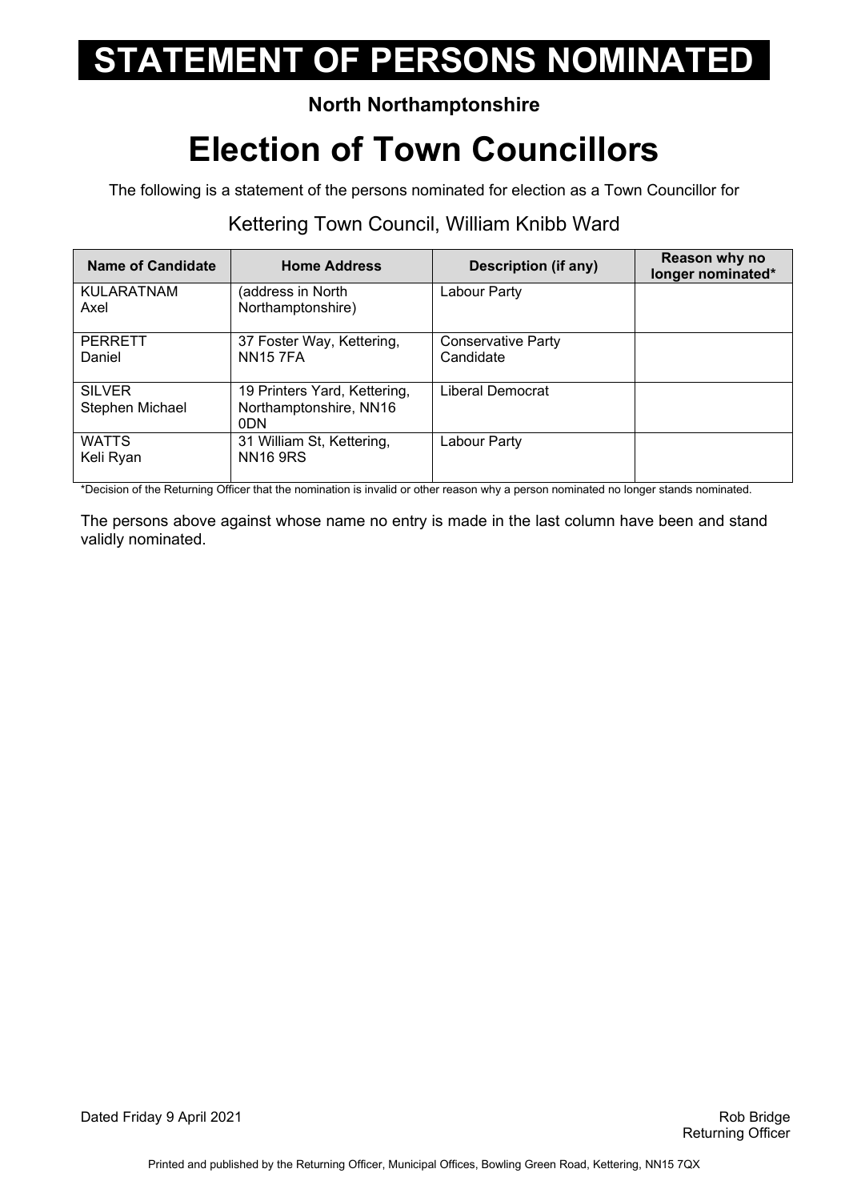# STATEMENT OF PERSONS NOMINATED

**North Northamptonshire**

# Election of Town Councillors

The following is a statement of the persons nominated for election as a Town Councillor for

## Kettering Town Council, William Knibb Ward

| Name of Candidate | Home Address | Description (if any) | Reason why no longer nominated* |
|---|---|---|---|
| KULARATNAM Axel | (address in North Northamptonshire) | Labour Party | |
| PERRETT Daniel | 37 Foster Way, Kettering, NN15 7FA | Conservative Party Candidate | |
| SILVER Stephen Michael | 19 Printers Yard, Kettering, Northamptonshire, NN16 0DN | Liberal Democrat | |
| WATTS Keli Ryan | 31 William St, Kettering, NN16 9RS | Labour Party | |

*Decision of the Returning Officer that the nomination is invalid or other reason why a person nominated no longer stands nominated.

The persons above against whose name no entry is made in the last column have been and stand validly nominated.

Dated Friday 9 April 2021

Rob Bridge
Returning Officer

Printed and published by the Returning Officer, Municipal Offices, Bowling Green Road, Kettering, NN15 7QX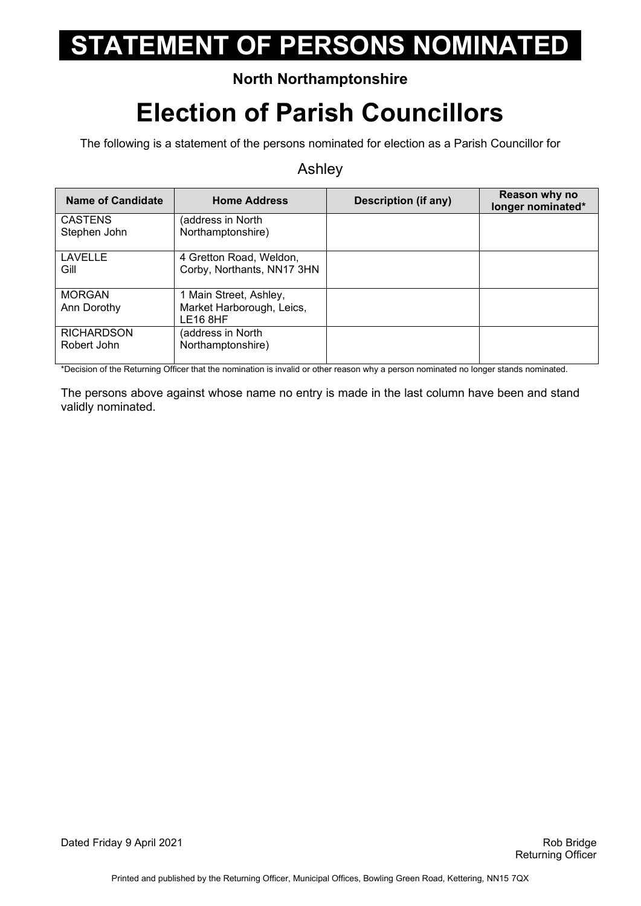# STATEMENT OF PERSONS NOMINATED

**North Northamptonshire**

## Election of Parish Councillors

The following is a statement of the persons nominated for election as a Parish Councillor for

Ashley

| Name of Candidate | Home Address | Description (if any) | Reason why no longer nominated* |
|---|---|---|---|
| CASTENS Stephen John | (address in North Northamptonshire) | | |
| LAVELLE Gill | 4 Gretton Road, Weldon, Corby, Northants, NN17 3HN | | |
| MORGAN Ann Dorothy | 1 Main Street, Ashley, Market Harborough, Leics, LE16 8HF | | |
| RICHARDSON Robert John | (address in North Northamptonshire) | | |

*Decision of the Returning Officer that the nomination is invalid or other reason why a person nominated no longer stands nominated.

The persons above against whose name no entry is made in the last column have been and stand validly nominated.

Dated Friday 9 April 2021

Rob Bridge
Returning Officer

Printed and published by the Returning Officer, Municipal Offices, Bowling Green Road, Kettering, NN15 7QX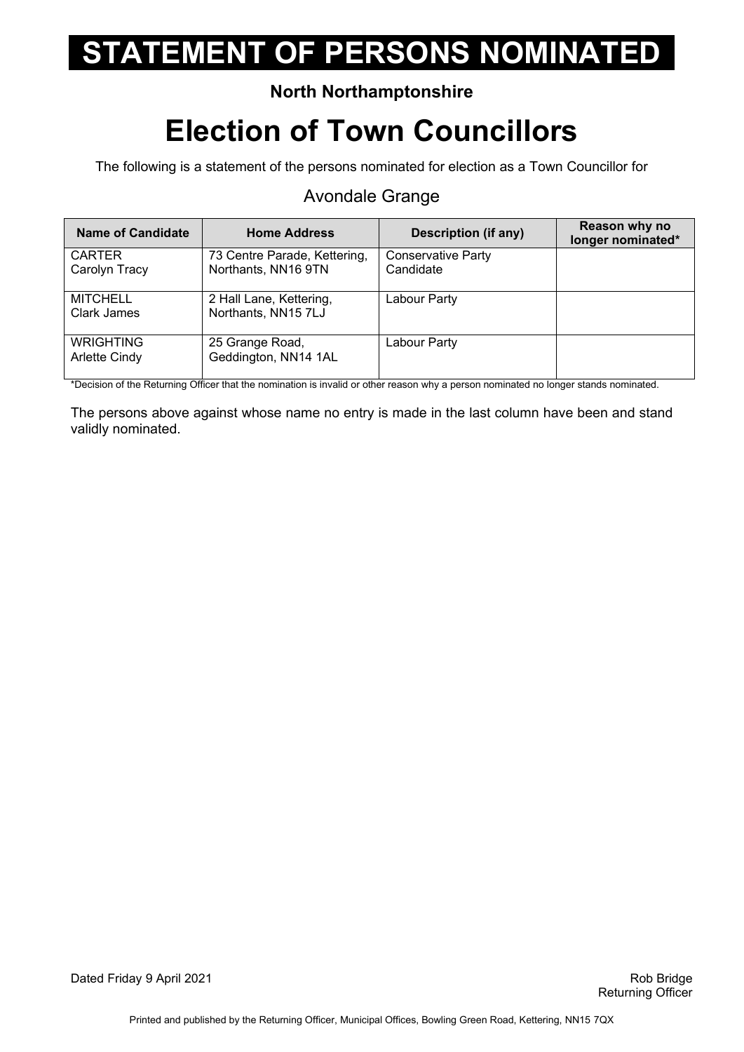# STATEMENT OF PERSONS NOMINATED

**North Northamptonshire**

# Election of Town Councillors

The following is a statement of the persons nominated for election as a Town Councillor for

## Avondale Grange

| Name of Candidate | Home Address | Description (if any) | Reason why no longer nominated* |
|---|---|---|---|
| CARTER<br>Carolyn Tracy | 73 Centre Parade, Kettering, Northants, NN16 9TN | Conservative Party Candidate | |
| MITCHELL<br>Clark James | 2 Hall Lane, Kettering, Northants, NN15 7LJ | Labour Party | |
| WRIGHTING<br>Arlette Cindy | 25 Grange Road, Geddington, NN14 1AL | Labour Party | |

*Decision of the Returning Officer that the nomination is invalid or other reason why a person nominated no longer stands nominated.

The persons above against whose name no entry is made in the last column have been and stand validly nominated.

Dated Friday 9 April 2021

Rob Bridge
Returning Officer

Printed and published by the Returning Officer, Municipal Offices, Bowling Green Road, Kettering, NN15 7QX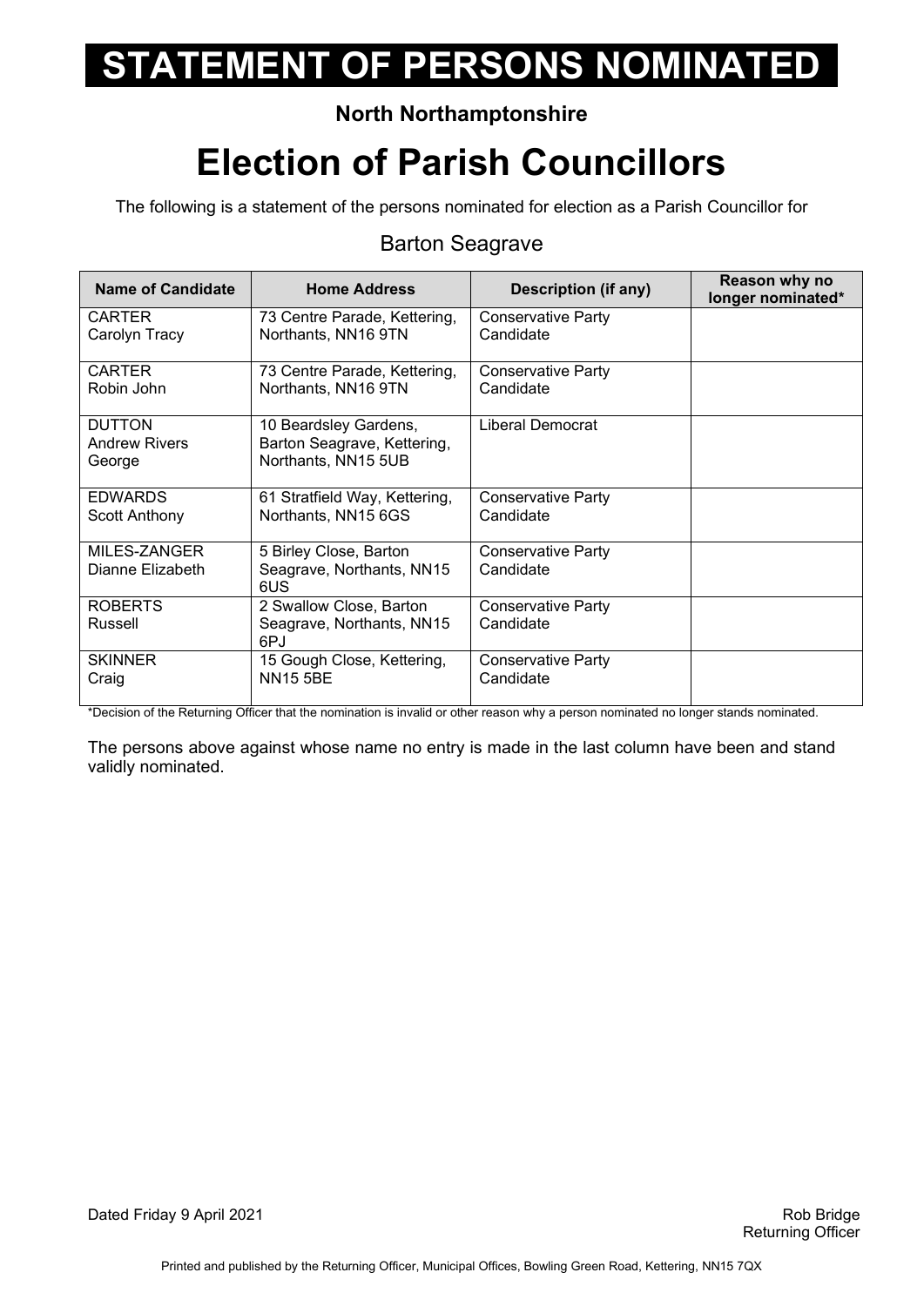# STATEMENT OF PERSONS NOMINATED

**North Northamptonshire**

# Election of Parish Councillors

The following is a statement of the persons nominated for election as a Parish Councillor for

## Barton Seagrave

| Name of Candidate | Home Address | Description (if any) | Reason why no longer nominated* |
|---|---|---|---|
| CARTER Carolyn Tracy | 73 Centre Parade, Kettering, Northants, NN16 9TN | Conservative Party Candidate | |
| CARTER Robin John | 73 Centre Parade, Kettering, Northants, NN16 9TN | Conservative Party Candidate | |
| DUTTON Andrew Rivers George | 10 Beardsley Gardens, Barton Seagrave, Kettering, Northants, NN15 5UB | Liberal Democrat | |
| EDWARDS Scott Anthony | 61 Stratfield Way, Kettering, Northants, NN15 6GS | Conservative Party Candidate | |
| MILES-ZANGER Dianne Elizabeth | 5 Birley Close, Barton Seagrave, Northants, NN15 6US | Conservative Party Candidate | |
| ROBERTS Russell | 2 Swallow Close, Barton Seagrave, Northants, NN15 6PJ | Conservative Party Candidate | |
| SKINNER Craig | 15 Gough Close, Kettering, NN15 5BE | Conservative Party Candidate | |

*Decision of the Returning Officer that the nomination is invalid or other reason why a person nominated no longer stands nominated.

The persons above against whose name no entry is made in the last column have been and stand validly nominated.

Dated Friday 9 April 2021

Rob Bridge
Returning Officer

Printed and published by the Returning Officer, Municipal Offices, Bowling Green Road, Kettering, NN15 7QX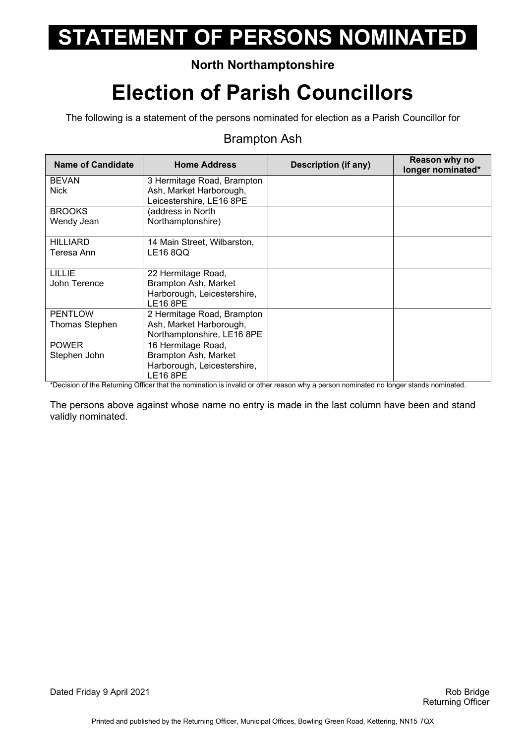# STATEMENT OF PERSONS NOMINATED

**North Northamptonshire**

# Election of Parish Councillors

The following is a statement of the persons nominated for election as a Parish Councillor for

## Brampton Ash

| Name of Candidate | Home Address | Description (if any) | Reason why no longer nominated* |
|---|---|---|---|
| BEVAN Nick | 3 Hermitage Road, Brampton Ash, Market Harborough, Leicestershire, LE16 8PE | | |
| BROOKS Wendy Jean | (address in North Northamptonshire) | | |
| HILLIARD Teresa Ann | 14 Main Street, Wilbarston, LE16 8QQ | | |
| LILLIE John Terence | 22 Hermitage Road, Brampton Ash, Market Harborough, Leicestershire, LE16 8PE | | |
| PENTLOW Thomas Stephen | 2 Hermitage Road, Brampton Ash, Market Harborough, Northamptonshire, LE16 8PE | | |
| POWER Stephen John | 16 Hermitage Road, Brampton Ash, Market Harborough, Leicestershire, LE16 8PE | | |

*Decision of the Returning Officer that the nomination is invalid or other reason why a person nominated no longer stands nominated.

The persons above against whose name no entry is made in the last column have been and stand validly nominated.

Dated Friday 9 April 2021

Rob Bridge
Returning Officer

Printed and published by the Returning Officer, Municipal Offices, Bowling Green Road, Kettering, NN15 7QX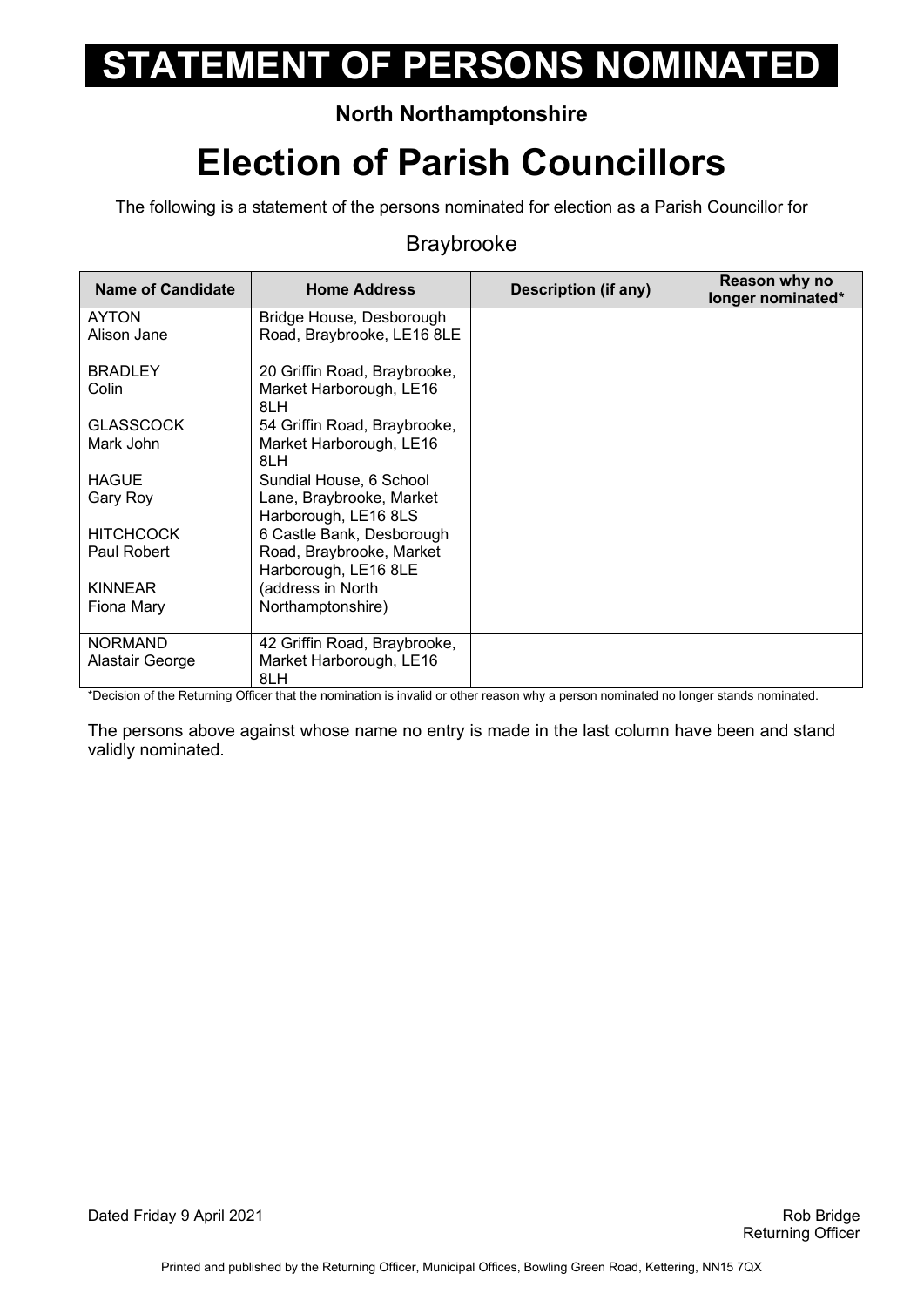# STATEMENT OF PERSONS NOMINATED

**North Northamptonshire**

# Election of Parish Councillors

The following is a statement of the persons nominated for election as a Parish Councillor for

Braybrooke

| Name of Candidate | Home Address | Description (if any) | Reason why no longer nominated* |
|---|---|---|---|
| AYTON Alison Jane | Bridge House, Desborough Road, Braybrooke, LE16 8LE | | |
| BRADLEY Colin | 20 Griffin Road, Braybrooke, Market Harborough, LE16 8LH | | |
| GLASSCOCK Mark John | 54 Griffin Road, Braybrooke, Market Harborough, LE16 8LH | | |
| HAGUE Gary Roy | Sundial House, 6 School Lane, Braybrooke, Market Harborough, LE16 8LS | | |
| HITCHCOCK Paul Robert | 6 Castle Bank, Desborough Road, Braybrooke, Market Harborough, LE16 8LE | | |
| KINNEAR Fiona Mary | (address in North Northamptonshire) | | |
| NORMAND Alastair George | 42 Griffin Road, Braybrooke, Market Harborough, LE16 8LH | | |

*Decision of the Returning Officer that the nomination is invalid or other reason why a person nominated no longer stands nominated.

The persons above against whose name no entry is made in the last column have been and stand validly nominated.

Dated Friday 9 April 2021

Rob Bridge
Returning Officer

Printed and published by the Returning Officer, Municipal Offices, Bowling Green Road, Kettering, NN15 7QX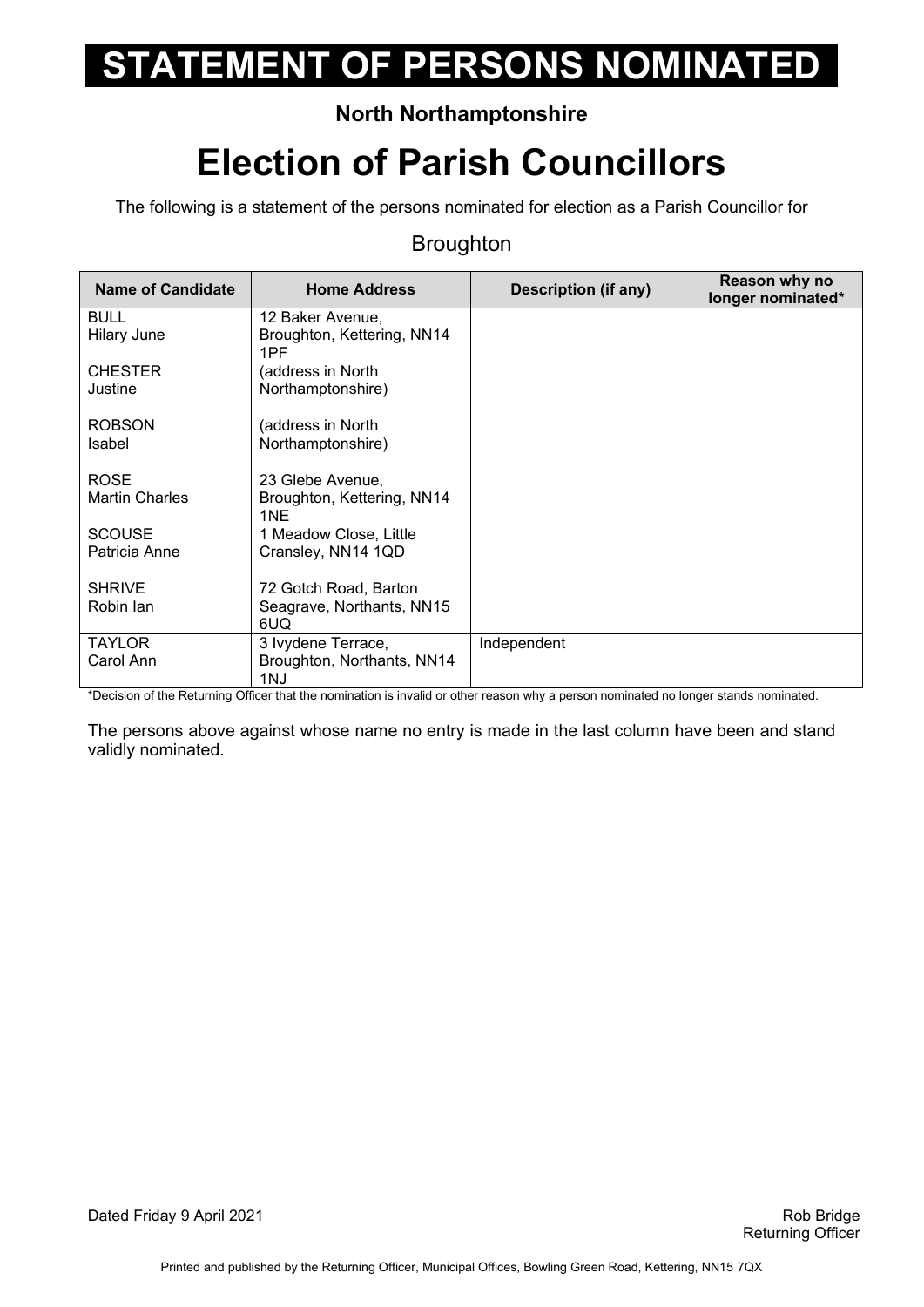# STATEMENT OF PERSONS NOMINATED

**North Northamptonshire**

# Election of Parish Councillors

The following is a statement of the persons nominated for election as a Parish Councillor for

Broughton

| Name of Candidate | Home Address | Description (if any) | Reason why no longer nominated* |
|---|---|---|---|
| BULL<br>Hilary June | 12 Baker Avenue, Broughton, Kettering, NN14 1PF | | |
| CHESTER<br>Justine | (address in North Northamptonshire) | | |
| ROBSON<br>Isabel | (address in North Northamptonshire) | | |
| ROSE<br>Martin Charles | 23 Glebe Avenue, Broughton, Kettering, NN14 1NE | | |
| SCOUSE<br>Patricia Anne | 1 Meadow Close, Little Cransley, NN14 1QD | | |
| SHRIVE<br>Robin Ian | 72 Gotch Road, Barton Seagrave, Northants, NN15 6UQ | | |
| TAYLOR<br>Carol Ann | 3 Ivydene Terrace, Broughton, Northants, NN14 1NJ | Independent | |

*Decision of the Returning Officer that the nomination is invalid or other reason why a person nominated no longer stands nominated.

The persons above against whose name no entry is made in the last column have been and stand validly nominated.

Dated Friday 9 April 2021

Rob Bridge
Returning Officer

Printed and published by the Returning Officer, Municipal Offices, Bowling Green Road, Kettering, NN15 7QX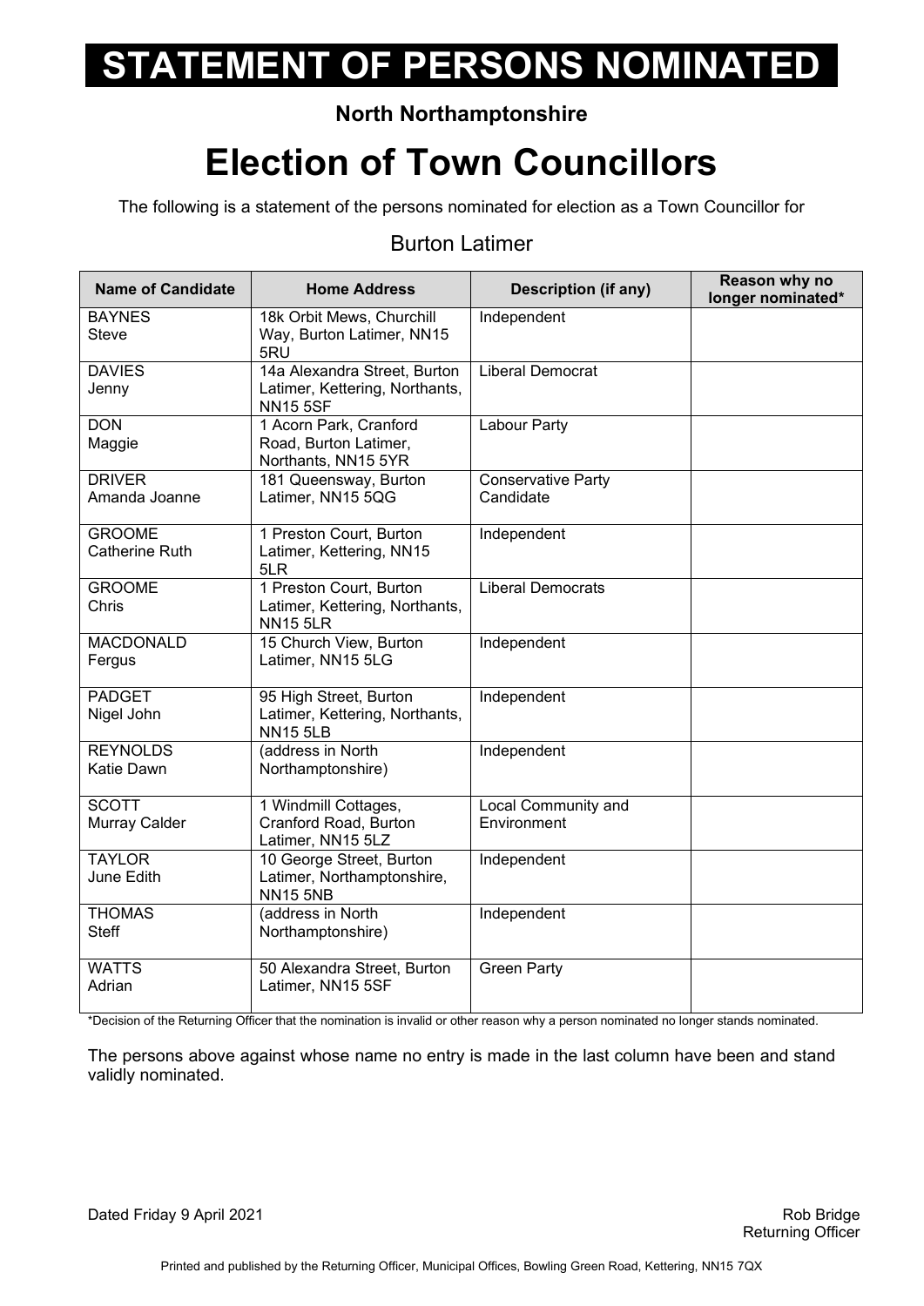# STATEMENT OF PERSONS NOMINATED

**North Northamptonshire**

# Election of Town Councillors

The following is a statement of the persons nominated for election as a Town Councillor for

## Burton Latimer

| Name of Candidate | Home Address | Description (if any) | Reason why no longer nominated* |
|---|---|---|---|
| BAYNES Steve | 18k Orbit Mews, Churchill Way, Burton Latimer, NN15 5RU | Independent | |
| DAVIES Jenny | 14a Alexandra Street, Burton Latimer, Kettering, Northants, NN15 5SF | Liberal Democrat | |
| DON Maggie | 1 Acorn Park, Cranford Road, Burton Latimer, Northants, NN15 5YR | Labour Party | |
| DRIVER Amanda Joanne | 181 Queensway, Burton Latimer, NN15 5QG | Conservative Party Candidate | |
| GROOME Catherine Ruth | 1 Preston Court, Burton Latimer, Kettering, NN15 5LR | Independent | |
| GROOME Chris | 1 Preston Court, Burton Latimer, Kettering, Northants, NN15 5LR | Liberal Democrats | |
| MACDONALD Fergus | 15 Church View, Burton Latimer, NN15 5LG | Independent | |
| PADGET Nigel John | 95 High Street, Burton Latimer, Kettering, Northants, NN15 5LB | Independent | |
| REYNOLDS Katie Dawn | (address in North Northamptonshire) | Independent | |
| SCOTT Murray Calder | 1 Windmill Cottages, Cranford Road, Burton Latimer, NN15 5LZ | Local Community and Environment | |
| TAYLOR June Edith | 10 George Street, Burton Latimer, Northamptonshire, NN15 5NB | Independent | |
| THOMAS Steff | (address in North Northamptonshire) | Independent | |
| WATTS Adrian | 50 Alexandra Street, Burton Latimer, NN15 5SF | Green Party | |

*Decision of the Returning Officer that the nomination is invalid or other reason why a person nominated no longer stands nominated.

The persons above against whose name no entry is made in the last column have been and stand validly nominated.

Dated Friday 9 April 2021

Rob Bridge
Returning Officer

Printed and published by the Returning Officer, Municipal Offices, Bowling Green Road, Kettering, NN15 7QX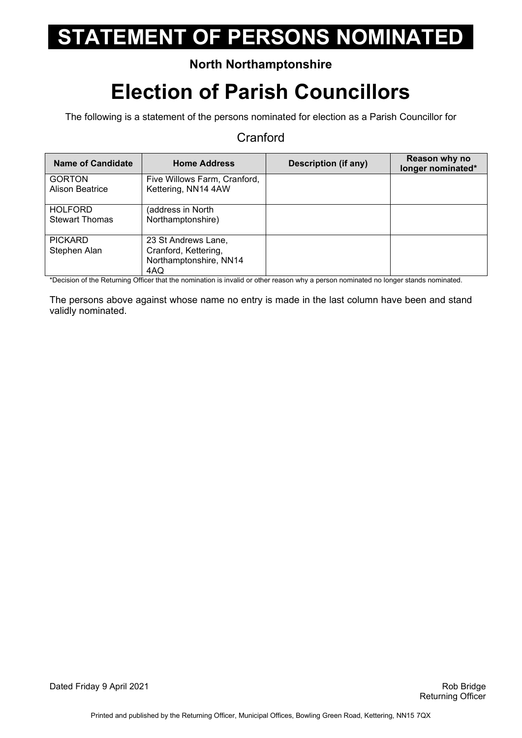# STATEMENT OF PERSONS NOMINATED

**North Northamptonshire**

# Election of Parish Councillors

The following is a statement of the persons nominated for election as a Parish Councillor for

Cranford

| Name of Candidate | Home Address | Description (if any) | Reason why no longer nominated* |
|---|---|---|---|
| GORTON Alison Beatrice | Five Willows Farm, Cranford, Kettering, NN14 4AW | | |
| HOLFORD Stewart Thomas | (address in North Northamptonshire) | | |
| PICKARD Stephen Alan | 23 St Andrews Lane, Cranford, Kettering, Northamptonshire, NN14 4AQ | | |

*Decision of the Returning Officer that the nomination is invalid or other reason why a person nominated no longer stands nominated.

The persons above against whose name no entry is made in the last column have been and stand validly nominated.

Dated Friday 9 April 2021

Rob Bridge
Returning Officer

Printed and published by the Returning Officer, Municipal Offices, Bowling Green Road, Kettering, NN15 7QX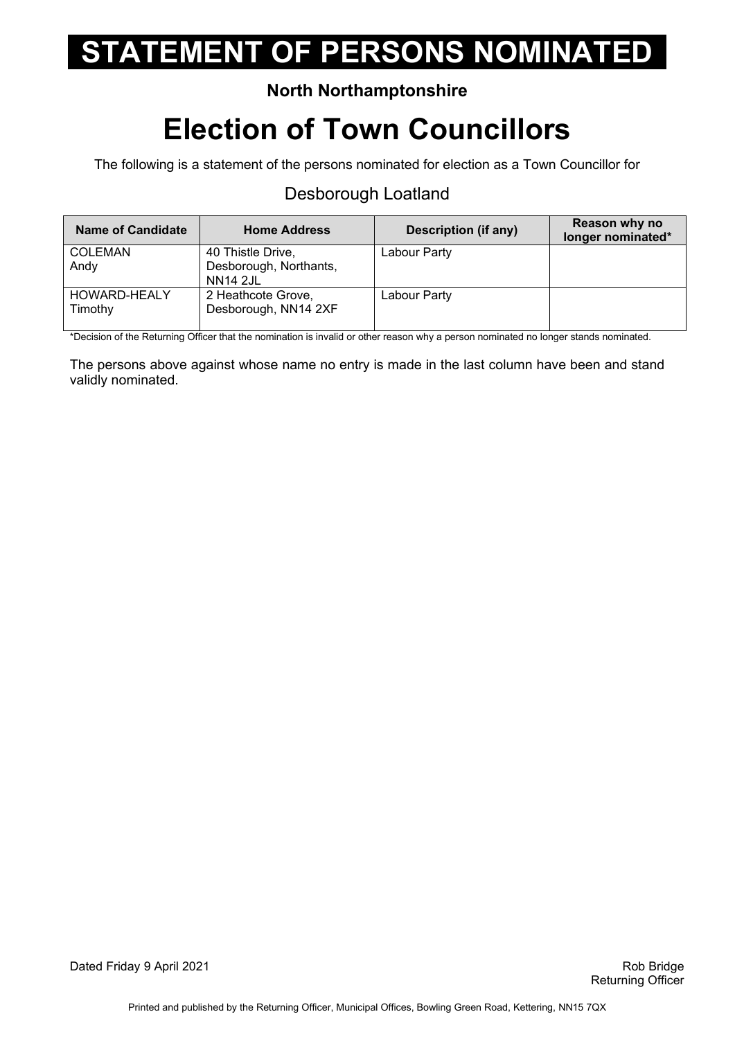# STATEMENT OF PERSONS NOMINATED

**North Northamptonshire**

# Election of Town Councillors

The following is a statement of the persons nominated for election as a Town Councillor for

## Desborough Loatland

| Name of Candidate | Home Address | Description (if any) | Reason why no longer nominated* |
|---|---|---|---|
| COLEMAN Andy | 40 Thistle Drive, Desborough, Northants, NN14 2JL | Labour Party | |
| HOWARD-HEALY Timothy | 2 Heathcote Grove, Desborough, NN14 2XF | Labour Party | |

*Decision of the Returning Officer that the nomination is invalid or other reason why a person nominated no longer stands nominated.

The persons above against whose name no entry is made in the last column have been and stand validly nominated.

Dated Friday 9 April 2021

Rob Bridge
Returning Officer

Printed and published by the Returning Officer, Municipal Offices, Bowling Green Road, Kettering, NN15 7QX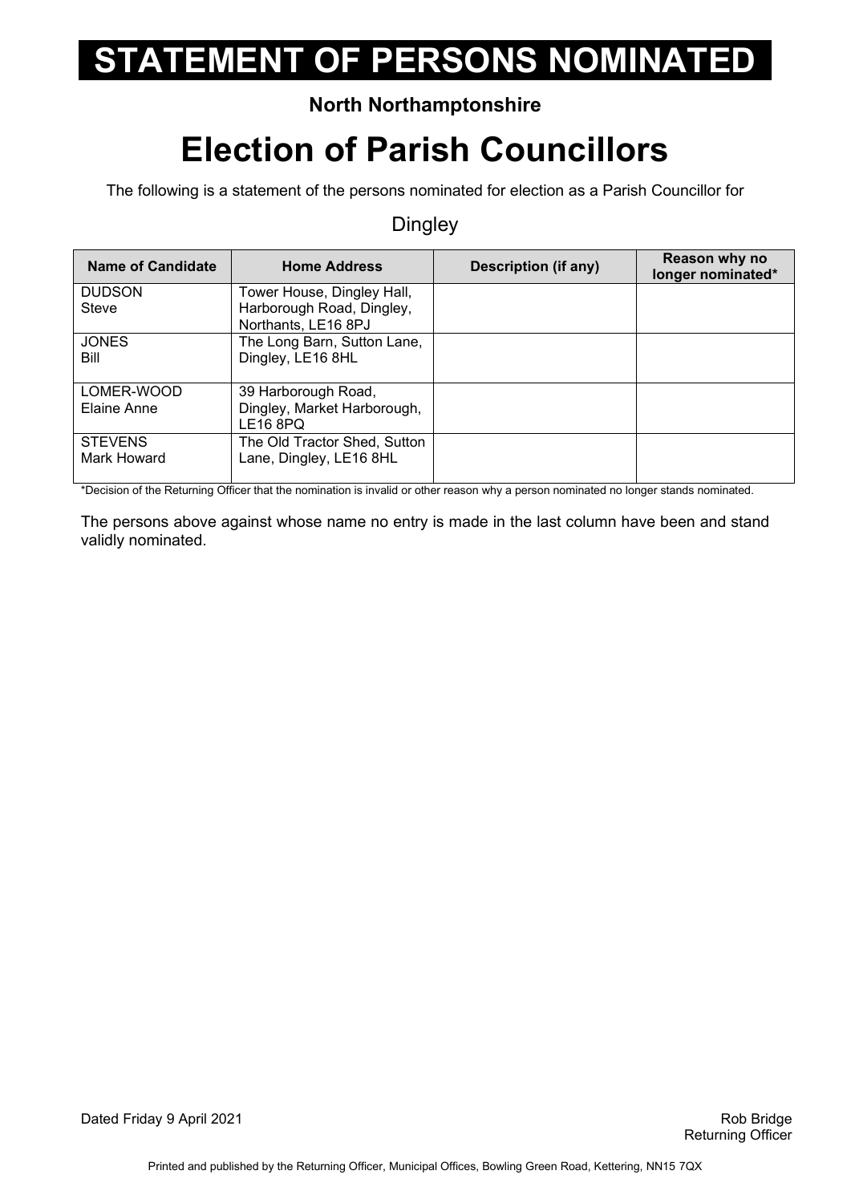# STATEMENT OF PERSONS NOMINATED

**North Northamptonshire**

# Election of Parish Councillors

The following is a statement of the persons nominated for election as a Parish Councillor for

Dingley

| Name of Candidate | Home Address | Description (if any) | Reason why no longer nominated* |
|---|---|---|---|
| DUDSON Steve | Tower House, Dingley Hall, Harborough Road, Dingley, Northants, LE16 8PJ | | |
| JONES Bill | The Long Barn, Sutton Lane, Dingley, LE16 8HL | | |
| LOMER-WOOD Elaine Anne | 39 Harborough Road, Dingley, Market Harborough, LE16 8PQ | | |
| STEVENS Mark Howard | The Old Tractor Shed, Sutton Lane, Dingley, LE16 8HL | | |

*Decision of the Returning Officer that the nomination is invalid or other reason why a person nominated no longer stands nominated.

The persons above against whose name no entry is made in the last column have been and stand validly nominated.

Dated Friday 9 April 2021

Rob Bridge
Returning Officer

Printed and published by the Returning Officer, Municipal Offices, Bowling Green Road, Kettering, NN15 7QX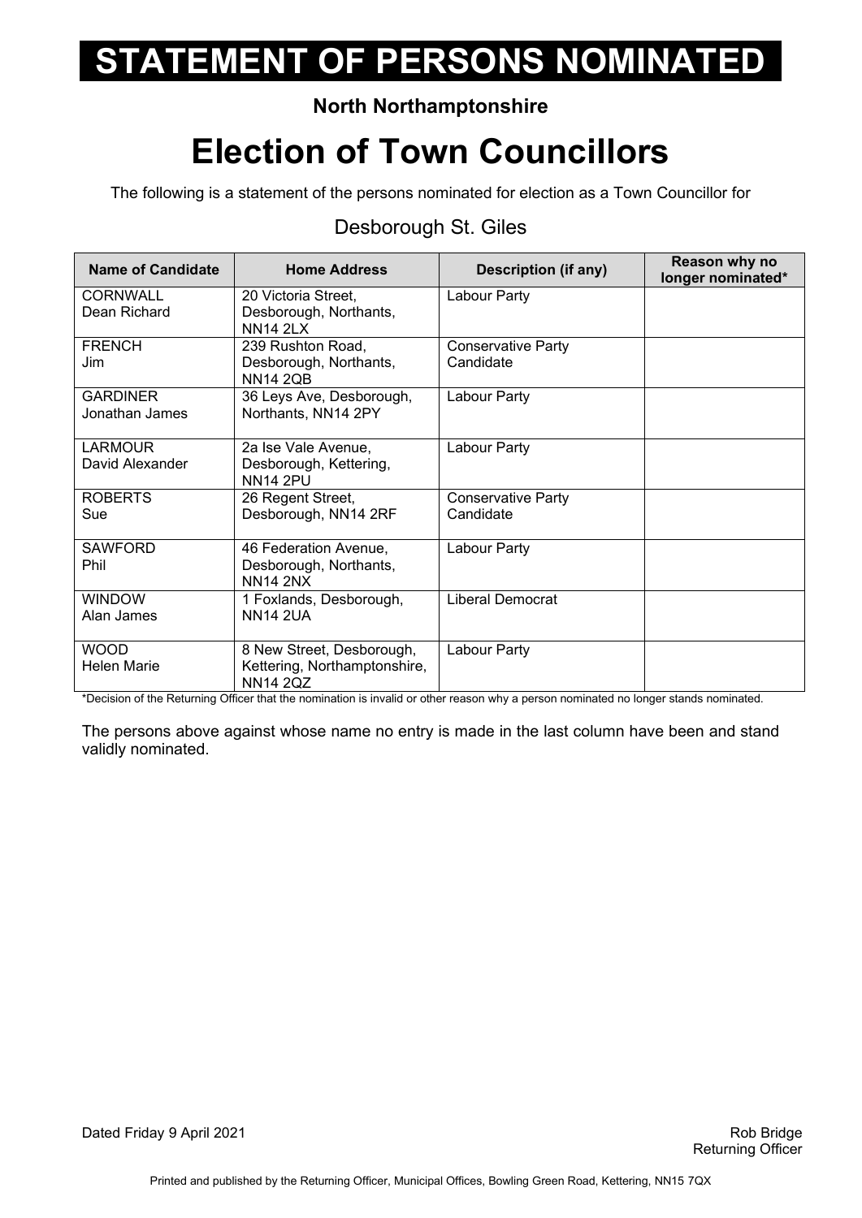# STATEMENT OF PERSONS NOMINATED

**North Northamptonshire**

# Election of Town Councillors

The following is a statement of the persons nominated for election as a Town Councillor for

Desborough St. Giles

| Name of Candidate | Home Address | Description (if any) | Reason why no longer nominated* |
|---|---|---|---|
| CORNWALL Dean Richard | 20 Victoria Street, Desborough, Northants, NN14 2LX | Labour Party | |
| FRENCH Jim | 239 Rushton Road, Desborough, Northants, NN14 2QB | Conservative Party Candidate | |
| GARDINER Jonathan James | 36 Leys Ave, Desborough, Northants, NN14 2PY | Labour Party | |
| LARMOUR David Alexander | 2a Ise Vale Avenue, Desborough, Kettering, NN14 2PU | Labour Party | |
| ROBERTS Sue | 26 Regent Street, Desborough, NN14 2RF | Conservative Party Candidate | |
| SAWFORD Phil | 46 Federation Avenue, Desborough, Northants, NN14 2NX | Labour Party | |
| WINDOW Alan James | 1 Foxlands, Desborough, NN14 2UA | Liberal Democrat | |
| WOOD Helen Marie | 8 New Street, Desborough, Kettering, Northamptonshire, NN14 2QZ | Labour Party | |

*Decision of the Returning Officer that the nomination is invalid or other reason why a person nominated no longer stands nominated.

The persons above against whose name no entry is made in the last column have been and stand validly nominated.

Dated Friday 9 April 2021

Rob Bridge
Returning Officer

Printed and published by the Returning Officer, Municipal Offices, Bowling Green Road, Kettering, NN15 7QX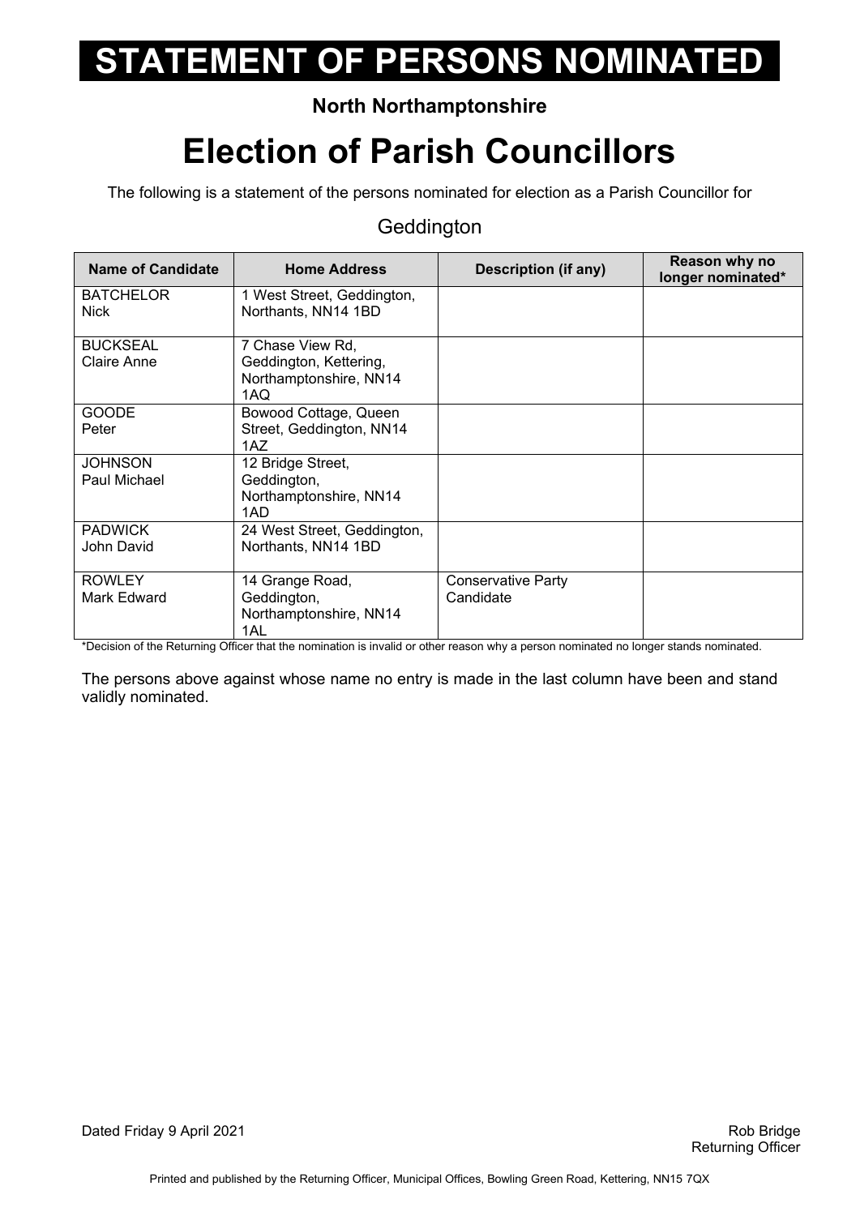# STATEMENT OF PERSONS NOMINATED

**North Northamptonshire**

# Election of Parish Councillors

The following is a statement of the persons nominated for election as a Parish Councillor for

## Geddington

| Name of Candidate | Home Address | Description (if any) | Reason why no longer nominated* |
|---|---|---|---|
| BATCHELOR Nick | 1 West Street, Geddington, Northants, NN14 1BD | | |
| BUCKSEAL Claire Anne | 7 Chase View Rd, Geddington, Kettering, Northamptonshire, NN14 1AQ | | |
| GOODE Peter | Bowood Cottage, Queen Street, Geddington, NN14 1AZ | | |
| JOHNSON Paul Michael | 12 Bridge Street, Geddington, Northamptonshire, NN14 1AD | | |
| PADWICK John David | 24 West Street, Geddington, Northants, NN14 1BD | | |
| ROWLEY Mark Edward | 14 Grange Road, Geddington, Northamptonshire, NN14 1AL | Conservative Party Candidate | |

*Decision of the Returning Officer that the nomination is invalid or other reason why a person nominated no longer stands nominated.

The persons above against whose name no entry is made in the last column have been and stand validly nominated.

Dated Friday 9 April 2021

Rob Bridge
Returning Officer

Printed and published by the Returning Officer, Municipal Offices, Bowling Green Road, Kettering, NN15 7QX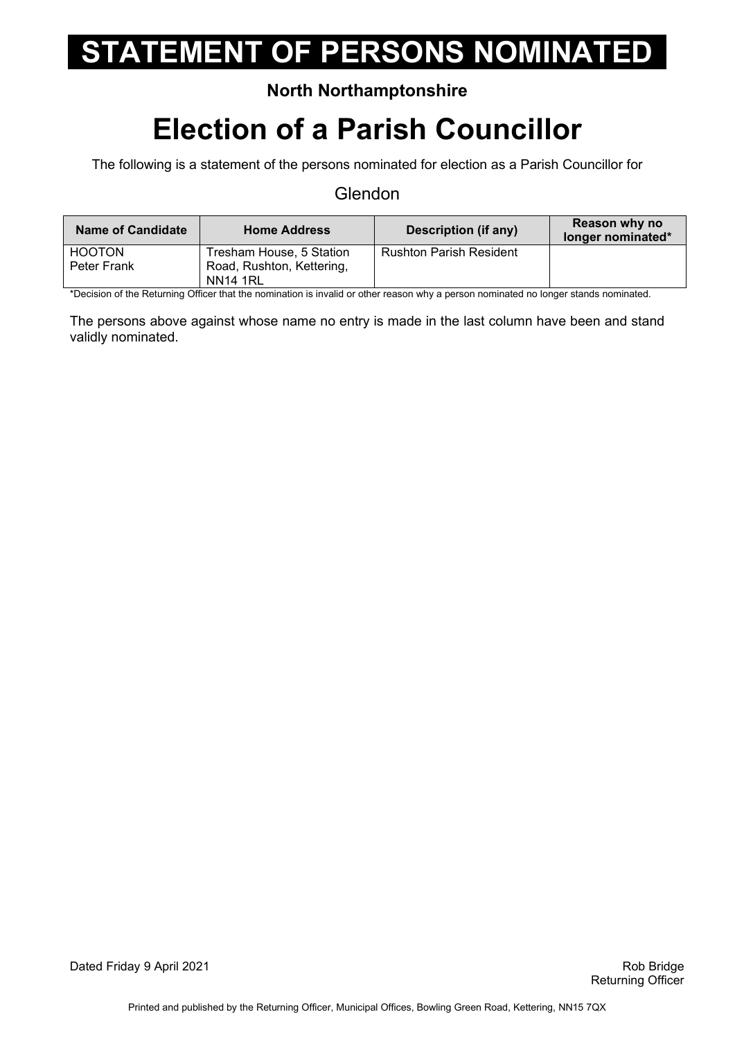# STATEMENT OF PERSONS NOMINATED

**North Northamptonshire**

# Election of a Parish Councillor

The following is a statement of the persons nominated for election as a Parish Councillor for

Glendon

| Name of Candidate | Home Address | Description (if any) | Reason why no longer nominated* |
|---|---|---|---|
| HOOTON Peter Frank | Tresham House, 5 Station Road, Rushton, Kettering, NN14 1RL | Rushton Parish Resident | |

*Decision of the Returning Officer that the nomination is invalid or other reason why a person nominated no longer stands nominated.

The persons above against whose name no entry is made in the last column have been and stand validly nominated.

Dated Friday 9 April 2021

Rob Bridge
Returning Officer

Printed and published by the Returning Officer, Municipal Offices, Bowling Green Road, Kettering, NN15 7QX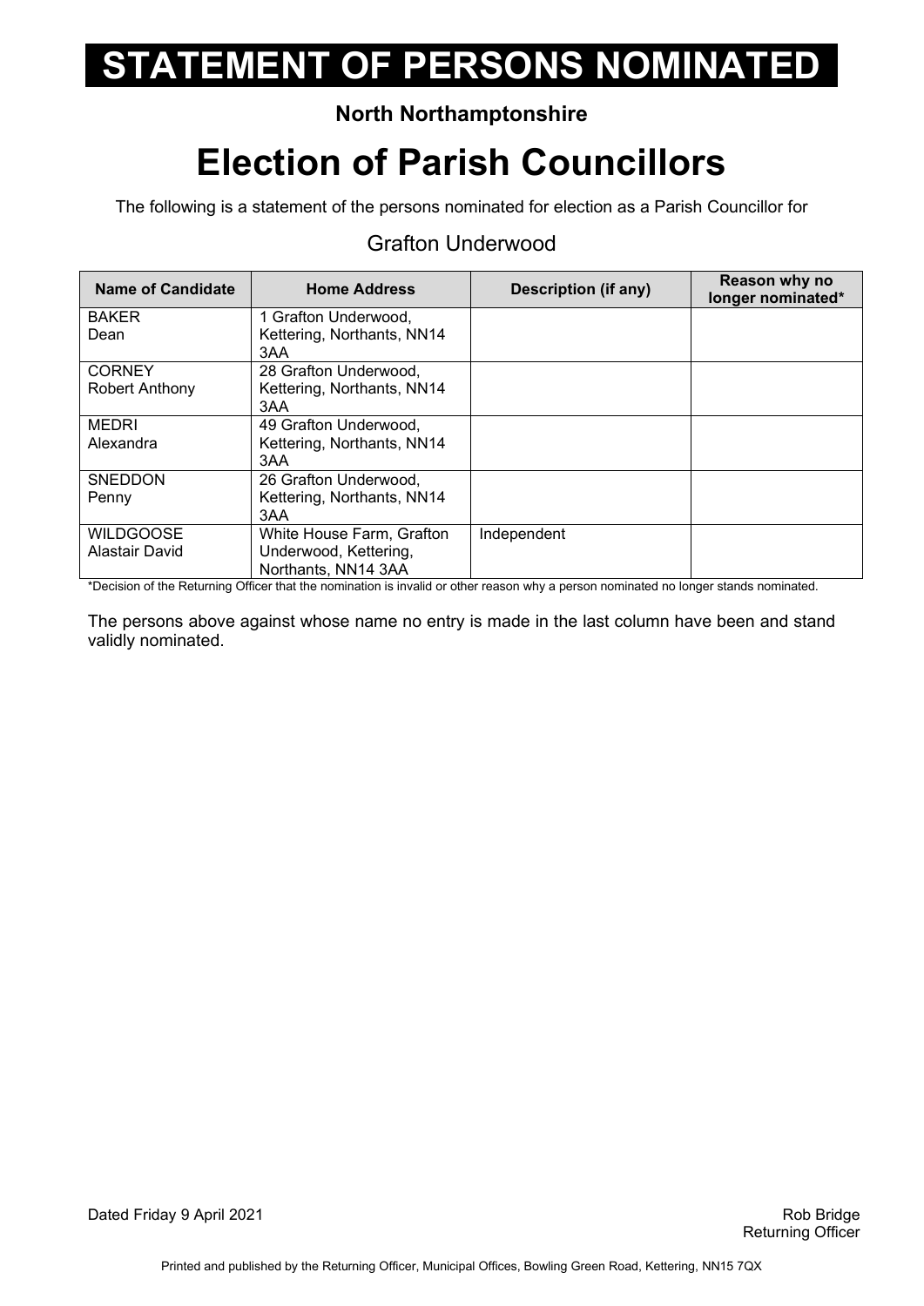# STATEMENT OF PERSONS NOMINATED

**North Northamptonshire**

# Election of Parish Councillors

The following is a statement of the persons nominated for election as a Parish Councillor for

Grafton Underwood

| Name of Candidate | Home Address | Description (if any) | Reason why no longer nominated* |
|---|---|---|---|
| BAKER Dean | 1 Grafton Underwood, Kettering, Northants, NN14 3AA | | |
| CORNEY Robert Anthony | 28 Grafton Underwood, Kettering, Northants, NN14 3AA | | |
| MEDRI Alexandra | 49 Grafton Underwood, Kettering, Northants, NN14 3AA | | |
| SNEDDON Penny | 26 Grafton Underwood, Kettering, Northants, NN14 3AA | | |
| WILDGOOSE Alastair David | White House Farm, Grafton Underwood, Kettering, Northants, NN14 3AA | Independent | |

*Decision of the Returning Officer that the nomination is invalid or other reason why a person nominated no longer stands nominated.

The persons above against whose name no entry is made in the last column have been and stand validly nominated.

Dated Friday 9 April 2021

Rob Bridge
Returning Officer

Printed and published by the Returning Officer, Municipal Offices, Bowling Green Road, Kettering, NN15 7QX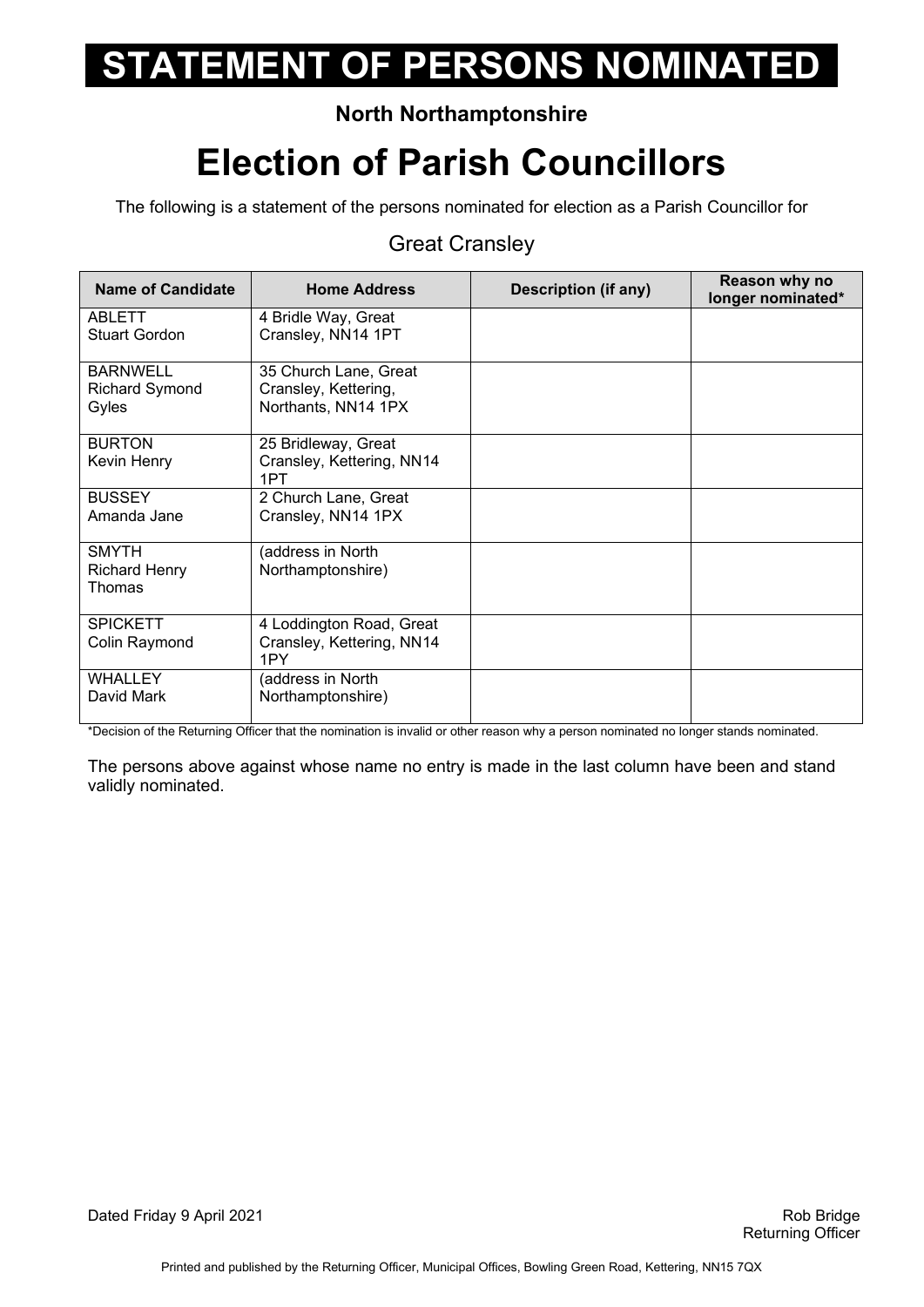# STATEMENT OF PERSONS NOMINATED

**North Northamptonshire**

# Election of Parish Councillors

The following is a statement of the persons nominated for election as a Parish Councillor for

## Great Cransley

| Name of Candidate | Home Address | Description (if any) | Reason why no longer nominated* |
|---|---|---|---|
| ABLETT<br>Stuart Gordon | 4 Bridle Way, Great Cransley, NN14 1PT | | |
| BARNWELL<br>Richard Symond Gyles | 35 Church Lane, Great Cransley, Kettering, Northants, NN14 1PX | | |
| BURTON<br>Kevin Henry | 25 Bridleway, Great Cransley, Kettering, NN14 1PT | | |
| BUSSEY<br>Amanda Jane | 2 Church Lane, Great Cransley, NN14 1PX | | |
| SMYTH<br>Richard Henry Thomas | (address in North Northamptonshire) | | |
| SPICKETT<br>Colin Raymond | 4 Loddington Road, Great Cransley, Kettering, NN14 1PY | | |
| WHALLEY<br>David Mark | (address in North Northamptonshire) | | |

*Decision of the Returning Officer that the nomination is invalid or other reason why a person nominated no longer stands nominated.

The persons above against whose name no entry is made in the last column have been and stand validly nominated.

Dated Friday 9 April 2021

Rob Bridge
Returning Officer

Printed and published by the Returning Officer, Municipal Offices, Bowling Green Road, Kettering, NN15 7QX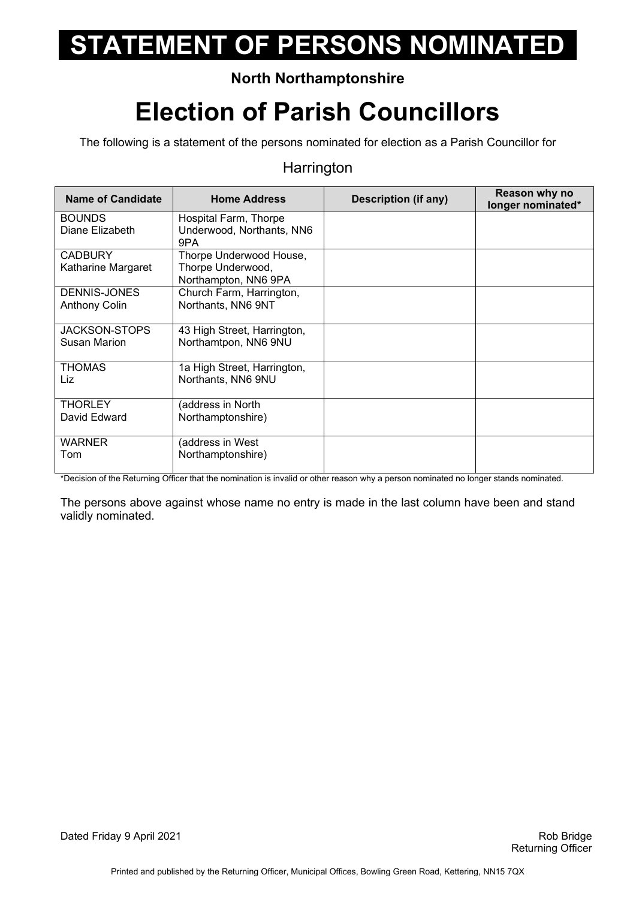# STATEMENT OF PERSONS NOMINATED

**North Northamptonshire**

# Election of Parish Councillors

The following is a statement of the persons nominated for election as a Parish Councillor for

Harrington

| Name of Candidate | Home Address | Description (if any) | Reason why no longer nominated* |
|---|---|---|---|
| BOUNDS Diane Elizabeth | Hospital Farm, Thorpe Underwood, Northants, NN6 9PA | | |
| CADBURY Katharine Margaret | Thorpe Underwood House, Thorpe Underwood, Northampton, NN6 9PA | | |
| DENNIS-JONES Anthony Colin | Church Farm, Harrington, Northants, NN6 9NT | | |
| JACKSON-STOPS Susan Marion | 43 High Street, Harrington, Northamtpon, NN6 9NU | | |
| THOMAS Liz | 1a High Street, Harrington, Northants, NN6 9NU | | |
| THORLEY David Edward | (address in North Northamptonshire) | | |
| WARNER Tom | (address in West Northamptonshire) | | |

*Decision of the Returning Officer that the nomination is invalid or other reason why a person nominated no longer stands nominated.

The persons above against whose name no entry is made in the last column have been and stand validly nominated.

Dated Friday 9 April 2021

Rob Bridge
Returning Officer

Printed and published by the Returning Officer, Municipal Offices, Bowling Green Road, Kettering, NN15 7QX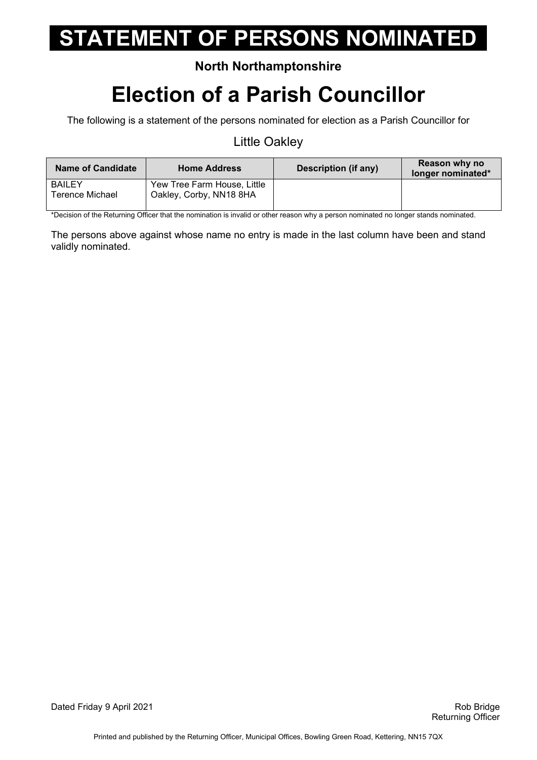# STATEMENT OF PERSONS NOMINATED

**North Northamptonshire**

# Election of a Parish Councillor

The following is a statement of the persons nominated for election as a Parish Councillor for

Little Oakley

| Name of Candidate | Home Address | Description (if any) | Reason why no longer nominated* |
|---|---|---|---|
| BAILEY<br>Terence Michael | Yew Tree Farm House, Little Oakley, Corby, NN18 8HA | | |

*Decision of the Returning Officer that the nomination is invalid or other reason why a person nominated no longer stands nominated.

The persons above against whose name no entry is made in the last column have been and stand validly nominated.

Dated Friday 9 April 2021

Rob Bridge
Returning Officer

Printed and published by the Returning Officer, Municipal Offices, Bowling Green Road, Kettering, NN15 7QX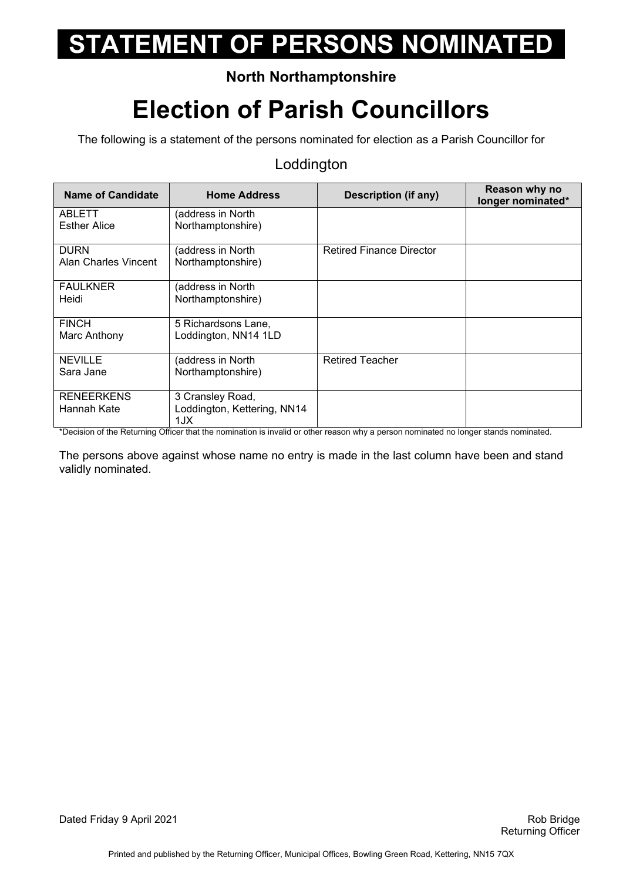# STATEMENT OF PERSONS NOMINATED

**North Northamptonshire**

# Election of Parish Councillors

The following is a statement of the persons nominated for election as a Parish Councillor for

Loddington

| Name of Candidate | Home Address | Description (if any) | Reason why no longer nominated* |
|---|---|---|---|
| ABLETT<br>Esther Alice | (address in North Northamptonshire) | | |
| DURN<br>Alan Charles Vincent | (address in North Northamptonshire) | Retired Finance Director | |
| FAULKNER<br>Heidi | (address in North Northamptonshire) | | |
| FINCH<br>Marc Anthony | 5 Richardsons Lane, Loddington, NN14 1LD | | |
| NEVILLE<br>Sara Jane | (address in North Northamptonshire) | Retired Teacher | |
| RENEERKENS<br>Hannah Kate | 3 Cransley Road, Loddington, Kettering, NN14 1JX | | |

*Decision of the Returning Officer that the nomination is invalid or other reason why a person nominated no longer stands nominated.

The persons above against whose name no entry is made in the last column have been and stand validly nominated.

Dated Friday 9 April 2021

Rob Bridge
Returning Officer

Printed and published by the Returning Officer, Municipal Offices, Bowling Green Road, Kettering, NN15 7QX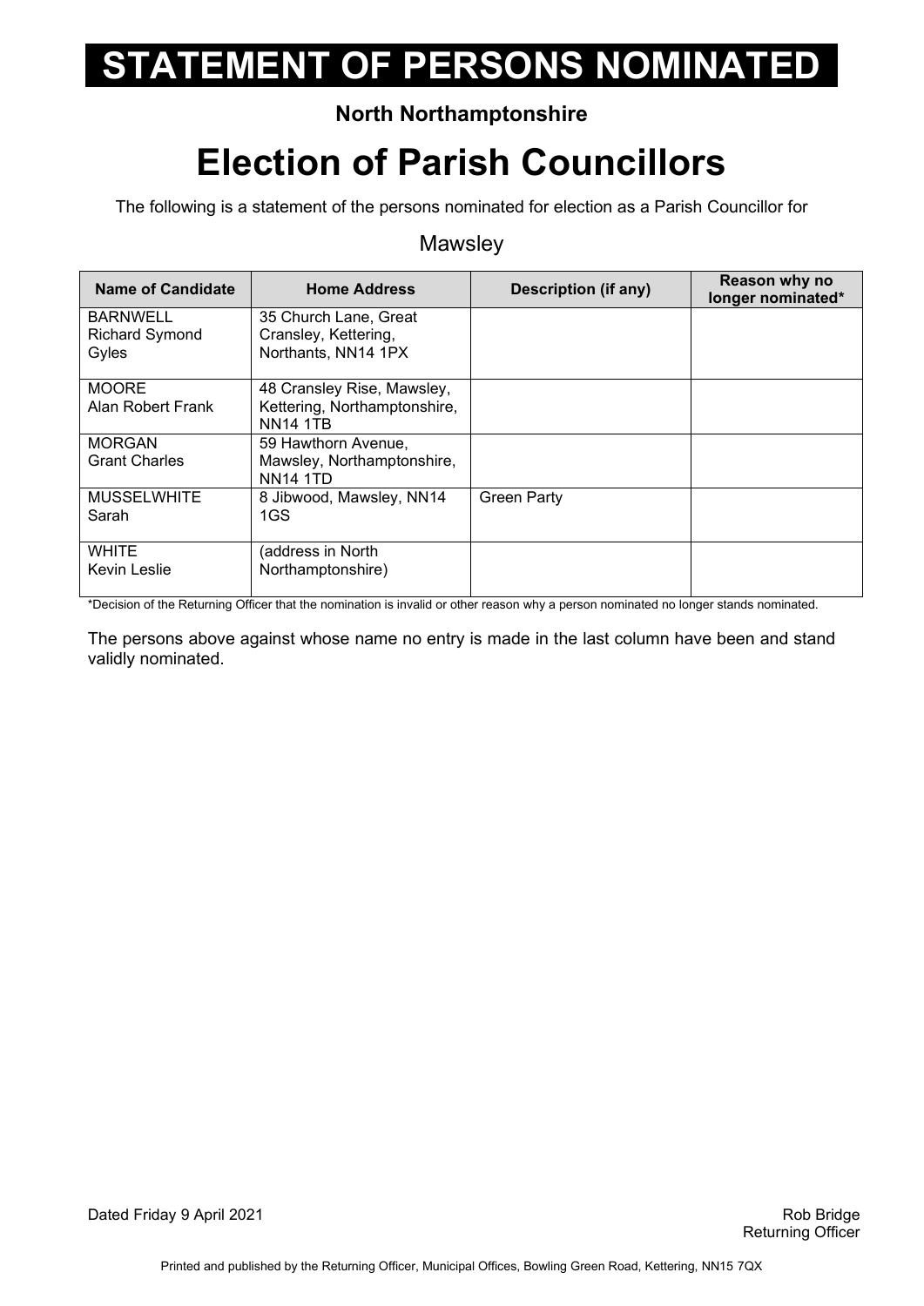# STATEMENT OF PERSONS NOMINATED

**North Northamptonshire**

# Election of Parish Councillors

The following is a statement of the persons nominated for election as a Parish Councillor for

Mawsley

| Name of Candidate | Home Address | Description (if any) | Reason why no longer nominated* |
|---|---|---|---|
| BARNWELL Richard Symond Gyles | 35 Church Lane, Great Cransley, Kettering, Northants, NN14 1PX | | |
| MOORE Alan Robert Frank | 48 Cransley Rise, Mawsley, Kettering, Northamptonshire, NN14 1TB | | |
| MORGAN Grant Charles | 59 Hawthorn Avenue, Mawsley, Northamptonshire, NN14 1TD | | |
| MUSSELWHITE Sarah | 8 Jibwood, Mawsley, NN14 1GS | Green Party | |
| WHITE Kevin Leslie | (address in North Northamptonshire) | | |

*Decision of the Returning Officer that the nomination is invalid or other reason why a person nominated no longer stands nominated.

The persons above against whose name no entry is made in the last column have been and stand validly nominated.

Dated Friday 9 April 2021

Rob Bridge
Returning Officer

Printed and published by the Returning Officer, Municipal Offices, Bowling Green Road, Kettering, NN15 7QX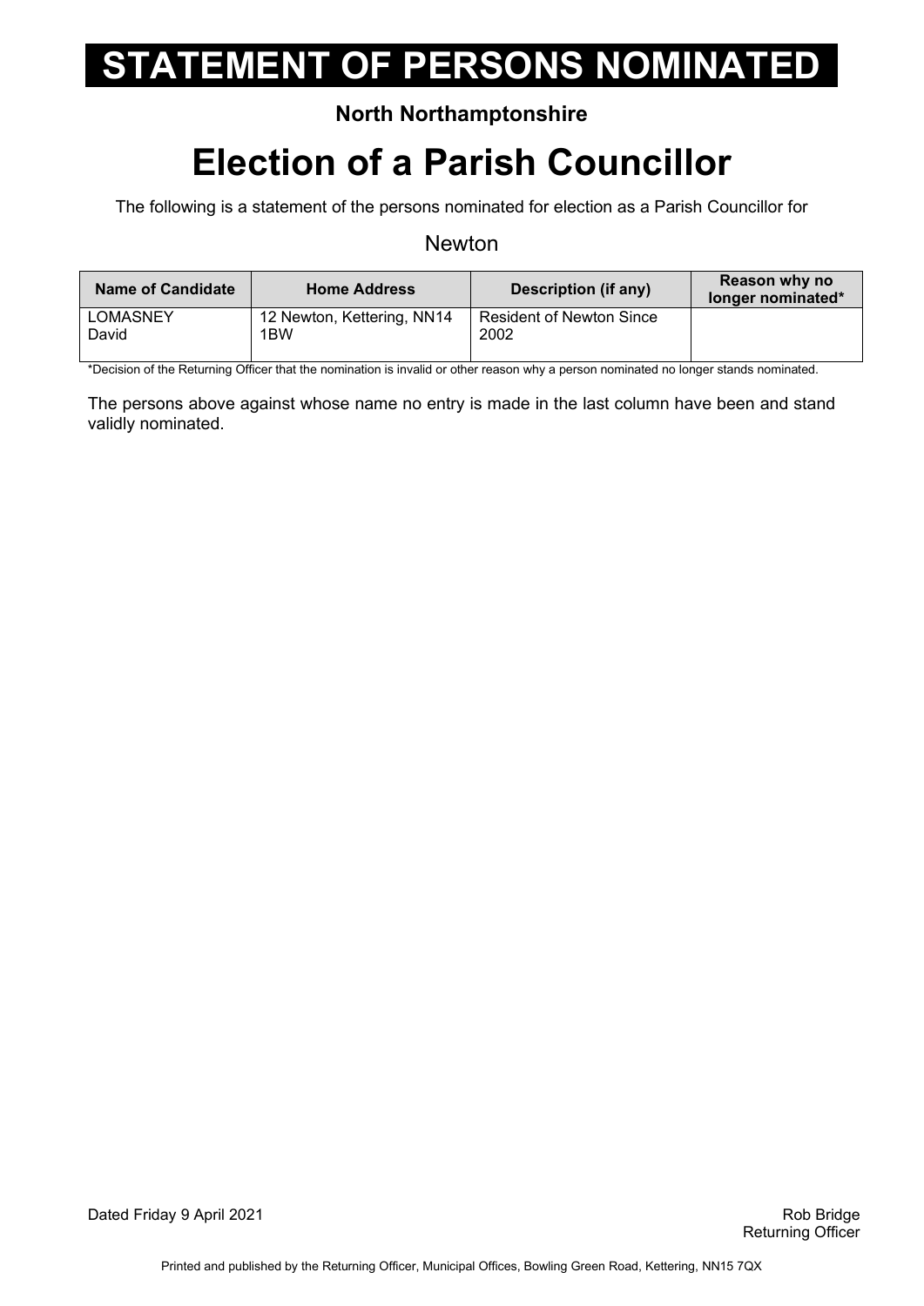# STATEMENT OF PERSONS NOMINATED

**North Northamptonshire**

# Election of a Parish Councillor

The following is a statement of the persons nominated for election as a Parish Councillor for

Newton

| Name of Candidate | Home Address | Description (if any) | Reason why no longer nominated* |
|---|---|---|---|
| LOMASNEY David | 12 Newton, Kettering, NN14 1BW | Resident of Newton Since 2002 | |

*Decision of the Returning Officer that the nomination is invalid or other reason why a person nominated no longer stands nominated.

The persons above against whose name no entry is made in the last column have been and stand validly nominated.

Dated Friday 9 April 2021

Rob Bridge
Returning Officer

Printed and published by the Returning Officer, Municipal Offices, Bowling Green Road, Kettering, NN15 7QX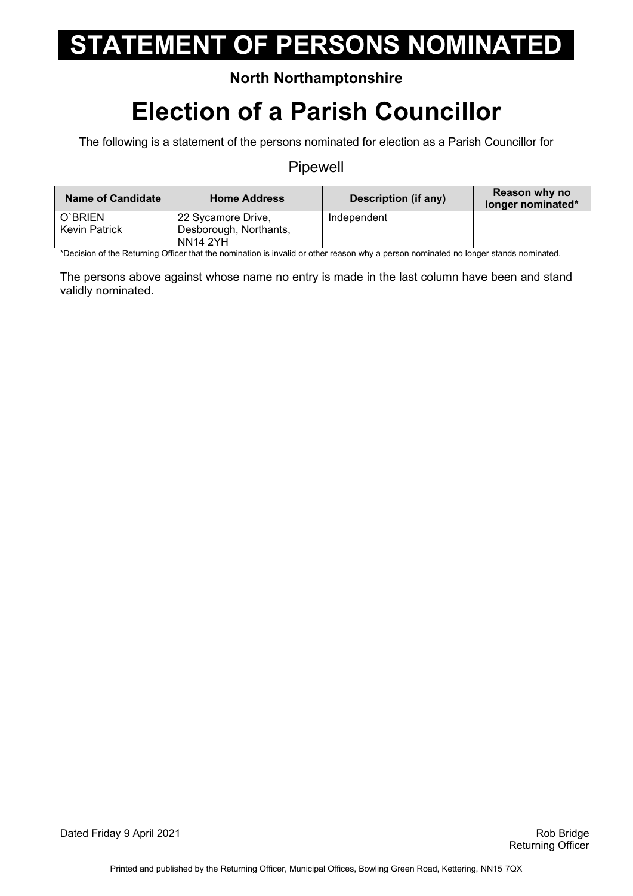# STATEMENT OF PERSONS NOMINATED

**North Northamptonshire**

# Election of a Parish Councillor

The following is a statement of the persons nominated for election as a Parish Councillor for

Pipewell

| Name of Candidate | Home Address | Description (if any) | Reason why no longer nominated* |
|---|---|---|---|
| O`BRIEN Kevin Patrick | 22 Sycamore Drive, Desborough, Northants, NN14 2YH | Independent | |

*Decision of the Returning Officer that the nomination is invalid or other reason why a person nominated no longer stands nominated.

The persons above against whose name no entry is made in the last column have been and stand validly nominated.

Dated Friday 9 April 2021

Rob Bridge
Returning Officer

Printed and published by the Returning Officer, Municipal Offices, Bowling Green Road, Kettering, NN15 7QX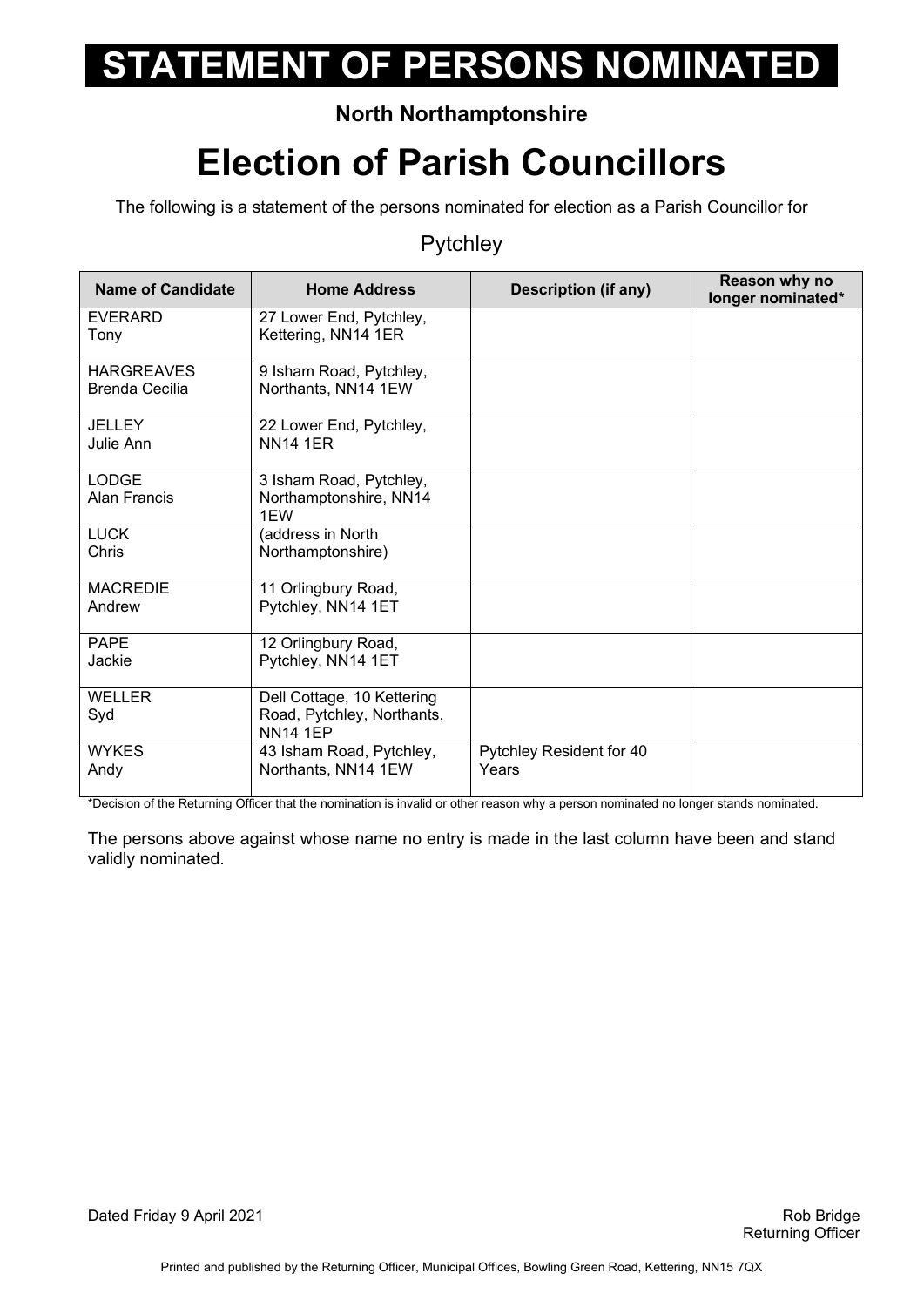# STATEMENT OF PERSONS NOMINATED

**North Northamptonshire**

# Election of Parish Councillors

The following is a statement of the persons nominated for election as a Parish Councillor for

## Pytchley

| Name of Candidate | Home Address | Description (if any) | Reason why no longer nominated* |
|---|---|---|---|
| EVERARD Tony | 27 Lower End, Pytchley, Kettering, NN14 1ER | | |
| HARGREAVES Brenda Cecilia | 9 Isham Road, Pytchley, Northants, NN14 1EW | | |
| JELLEY Julie Ann | 22 Lower End, Pytchley, NN14 1ER | | |
| LODGE Alan Francis | 3 Isham Road, Pytchley, Northamptonshire, NN14 1EW | | |
| LUCK Chris | (address in North Northamptonshire) | | |
| MACREDIE Andrew | 11 Orlingbury Road, Pytchley, NN14 1ET | | |
| PAPE Jackie | 12 Orlingbury Road, Pytchley, NN14 1ET | | |
| WELLER Syd | Dell Cottage, 10 Kettering Road, Pytchley, Northants, NN14 1EP | | |
| WYKES Andy | 43 Isham Road, Pytchley, Northants, NN14 1EW | Pytchley Resident for 40 Years | |

*Decision of the Returning Officer that the nomination is invalid or other reason why a person nominated no longer stands nominated.

The persons above against whose name no entry is made in the last column have been and stand validly nominated.

Dated Friday 9 April 2021

Rob Bridge
Returning Officer

Printed and published by the Returning Officer, Municipal Offices, Bowling Green Road, Kettering, NN15 7QX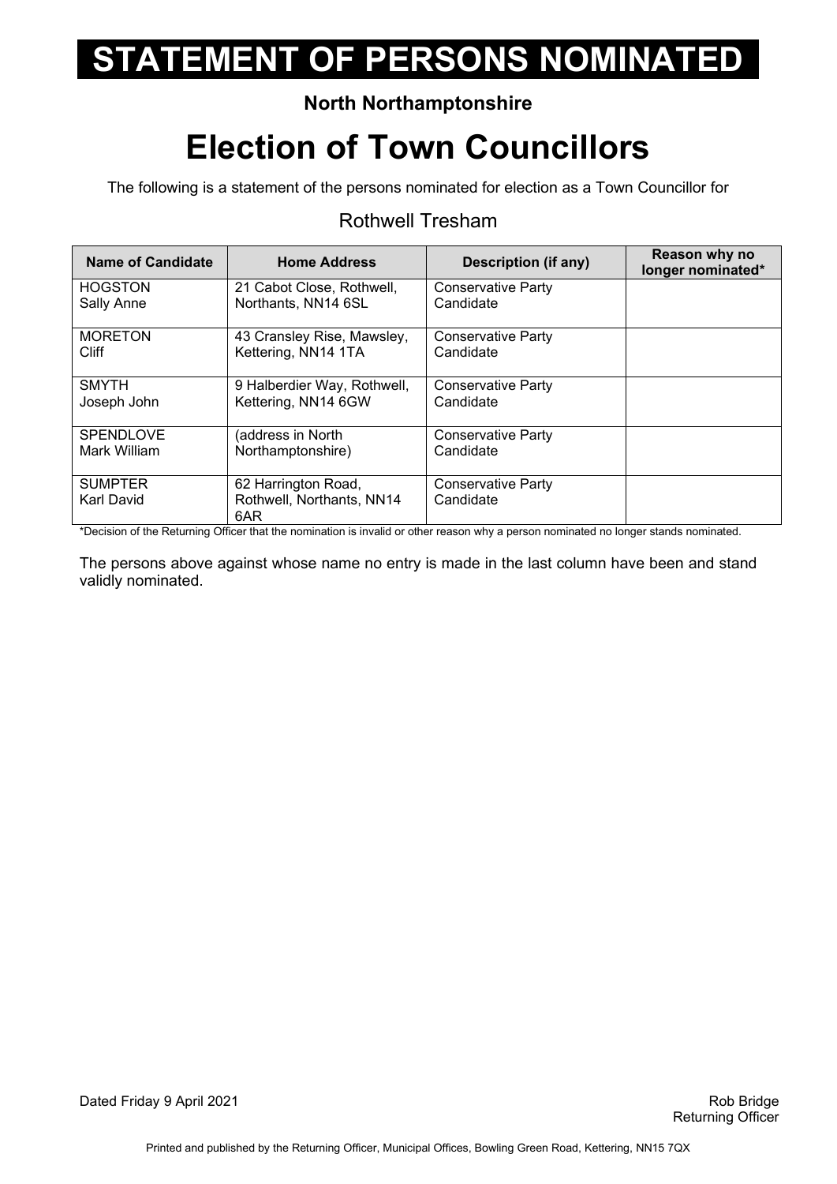# STATEMENT OF PERSONS NOMINATED

**North Northamptonshire**

# Election of Town Councillors

The following is a statement of the persons nominated for election as a Town Councillor for

## Rothwell Tresham

| Name of Candidate | Home Address | Description (if any) | Reason why no longer nominated* |
|---|---|---|---|
| HOGSTON Sally Anne | 21 Cabot Close, Rothwell, Northants, NN14 6SL | Conservative Party Candidate | |
| MORETON Cliff | 43 Cransley Rise, Mawsley, Kettering, NN14 1TA | Conservative Party Candidate | |
| SMYTH Joseph John | 9 Halberdier Way, Rothwell, Kettering, NN14 6GW | Conservative Party Candidate | |
| SPENDLOVE Mark William | (address in North Northamptonshire) | Conservative Party Candidate | |
| SUMPTER Karl David | 62 Harrington Road, Rothwell, Northants, NN14 6AR | Conservative Party Candidate | |

*Decision of the Returning Officer that the nomination is invalid or other reason why a person nominated no longer stands nominated.

The persons above against whose name no entry is made in the last column have been and stand validly nominated.

Dated Friday 9 April 2021

Rob Bridge
Returning Officer

Printed and published by the Returning Officer, Municipal Offices, Bowling Green Road, Kettering, NN15 7QX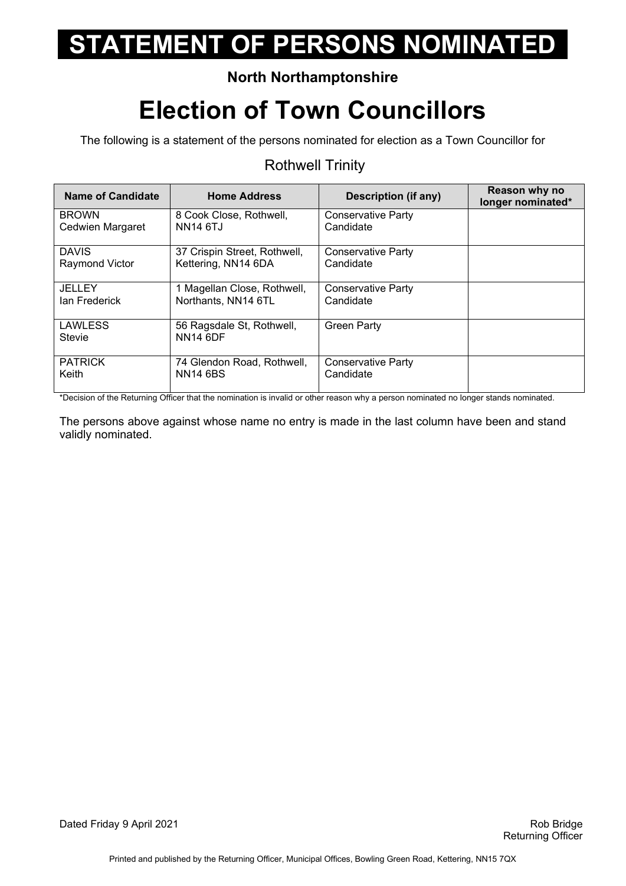# STATEMENT OF PERSONS NOMINATED

**North Northamptonshire**

# Election of Town Councillors

The following is a statement of the persons nominated for election as a Town Councillor for

## Rothwell Trinity

| Name of Candidate | Home Address | Description (if any) | Reason why no longer nominated* |
|---|---|---|---|
| BROWN<br>Cedwien Margaret | 8 Cook Close, Rothwell, NN14 6TJ | Conservative Party Candidate | |
| DAVIS<br>Raymond Victor | 37 Crispin Street, Rothwell, Kettering, NN14 6DA | Conservative Party Candidate | |
| JELLEY<br>Ian Frederick | 1 Magellan Close, Rothwell, Northants, NN14 6TL | Conservative Party Candidate | |
| LAWLESS<br>Stevie | 56 Ragsdale St, Rothwell, NN14 6DF | Green Party | |
| PATRICK<br>Keith | 74 Glendon Road, Rothwell, NN14 6BS | Conservative Party Candidate | |

*Decision of the Returning Officer that the nomination is invalid or other reason why a person nominated no longer stands nominated.

The persons above against whose name no entry is made in the last column have been and stand validly nominated.

Dated Friday 9 April 2021

Rob Bridge
Returning Officer

Printed and published by the Returning Officer, Municipal Offices, Bowling Green Road, Kettering, NN15 7QX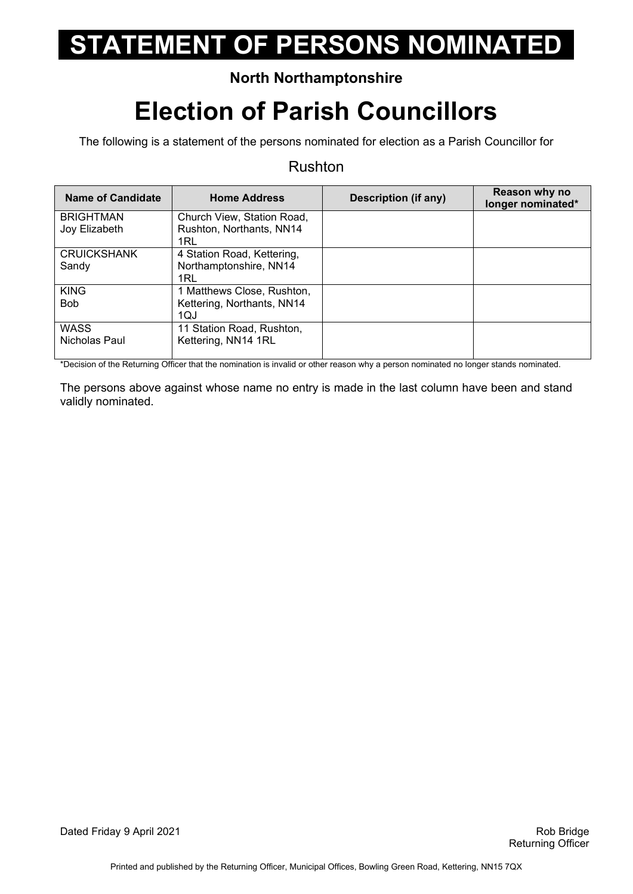# STATEMENT OF PERSONS NOMINATED

**North Northamptonshire**

# Election of Parish Councillors

The following is a statement of the persons nominated for election as a Parish Councillor for

Rushton

| Name of Candidate | Home Address | Description (if any) | Reason why no longer nominated* |
|---|---|---|---|
| BRIGHTMAN Joy Elizabeth | Church View, Station Road, Rushton, Northants, NN14 1RL | | |
| CRUICKSHANK Sandy | 4 Station Road, Kettering, Northamptonshire, NN14 1RL | | |
| KING Bob | 1 Matthews Close, Rushton, Kettering, Northants, NN14 1QJ | | |
| WASS Nicholas Paul | 11 Station Road, Rushton, Kettering, NN14 1RL | | |

*Decision of the Returning Officer that the nomination is invalid or other reason why a person nominated no longer stands nominated.

The persons above against whose name no entry is made in the last column have been and stand validly nominated.

Dated Friday 9 April 2021

Rob Bridge
Returning Officer

Printed and published by the Returning Officer, Municipal Offices, Bowling Green Road, Kettering, NN15 7QX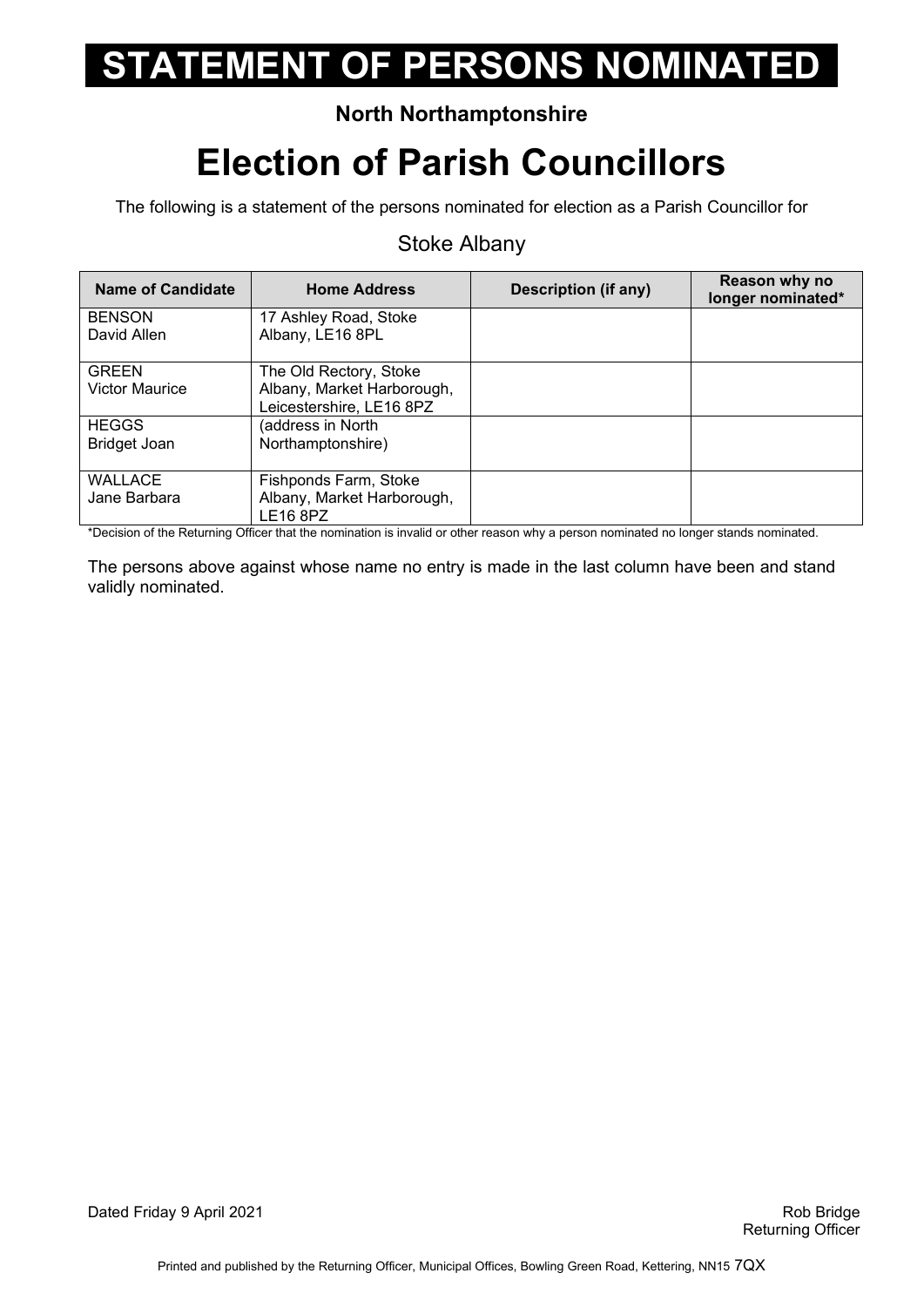# STATEMENT OF PERSONS NOMINATED

**North Northamptonshire**

# Election of Parish Councillors

The following is a statement of the persons nominated for election as a Parish Councillor for

Stoke Albany

| Name of Candidate | Home Address | Description (if any) | Reason why no longer nominated* |
|---|---|---|---|
| BENSON David Allen | 17 Ashley Road, Stoke Albany, LE16 8PL | | |
| GREEN Victor Maurice | The Old Rectory, Stoke Albany, Market Harborough, Leicestershire, LE16 8PZ | | |
| HEGGS Bridget Joan | (address in North Northamptonshire) | | |
| WALLACE Jane Barbara | Fishponds Farm, Stoke Albany, Market Harborough, LE16 8PZ | | |

*Decision of the Returning Officer that the nomination is invalid or other reason why a person nominated no longer stands nominated.

The persons above against whose name no entry is made in the last column have been and stand validly nominated.

Dated Friday 9 April 2021

Rob Bridge
Returning Officer

Printed and published by the Returning Officer, Municipal Offices, Bowling Green Road, Kettering, NN15 7QX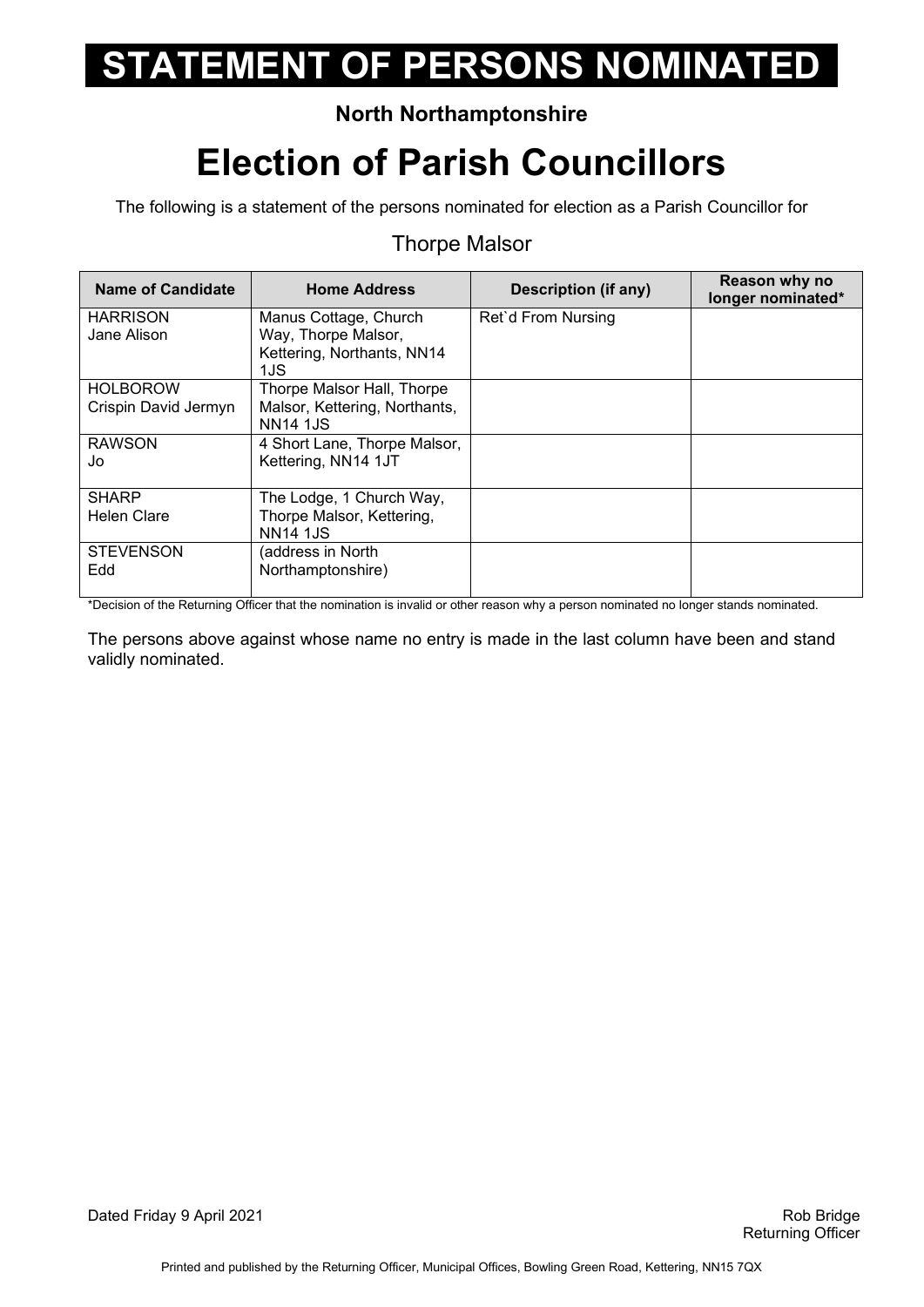# STATEMENT OF PERSONS NOMINATED

**North Northamptonshire**

# Election of Parish Councillors

The following is a statement of the persons nominated for election as a Parish Councillor for

## Thorpe Malsor

| Name of Candidate | Home Address | Description (if any) | Reason why no longer nominated* |
|---|---|---|---|
| HARRISON Jane Alison | Manus Cottage, Church Way, Thorpe Malsor, Kettering, Northants, NN14 1JS | Ret`d From Nursing | |
| HOLBOROW Crispin David Jermyn | Thorpe Malsor Hall, Thorpe Malsor, Kettering, Northants, NN14 1JS | | |
| RAWSON Jo | 4 Short Lane, Thorpe Malsor, Kettering, NN14 1JT | | |
| SHARP Helen Clare | The Lodge, 1 Church Way, Thorpe Malsor, Kettering, NN14 1JS | | |
| STEVENSON Edd | (address in North Northamptonshire) | | |

*Decision of the Returning Officer that the nomination is invalid or other reason why a person nominated no longer stands nominated.

The persons above against whose name no entry is made in the last column have been and stand validly nominated.

Dated Friday 9 April 2021

Rob Bridge
Returning Officer

Printed and published by the Returning Officer, Municipal Offices, Bowling Green Road, Kettering, NN15 7QX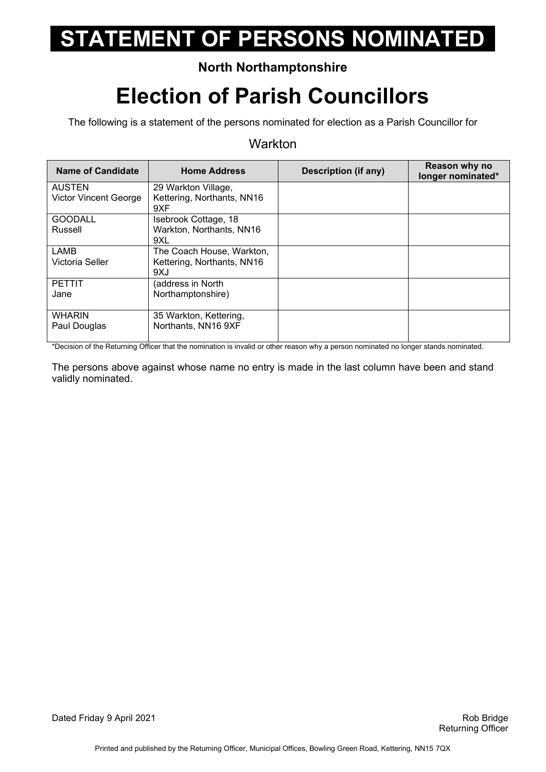# STATEMENT OF PERSONS NOMINATED

**North Northamptonshire**

## Election of Parish Councillors

The following is a statement of the persons nominated for election as a Parish Councillor for

Warkton

| Name of Candidate | Home Address | Description (if any) | Reason why no longer nominated* |
|---|---|---|---|
| AUSTEN Victor Vincent George | 29 Warkton Village, Kettering, Northants, NN16 9XF | | |
| GOODALL Russell | Isebrook Cottage, 18 Warkton, Northants, NN16 9XL | | |
| LAMB Victoria Seller | The Coach House, Warkton, Kettering, Northants, NN16 9XJ | | |
| PETTIT Jane | (address in North Northamptonshire) | | |
| WHARIN Paul Douglas | 35 Warkton, Kettering, Northants, NN16 9XF | | |

*Decision of the Returning Officer that the nomination is invalid or other reason why a person nominated no longer stands nominated.

The persons above against whose name no entry is made in the last column have been and stand validly nominated.

Dated Friday 9 April 2021

Rob Bridge
Returning Officer

Printed and published by the Returning Officer, Municipal Offices, Bowling Green Road, Kettering, NN15 7QX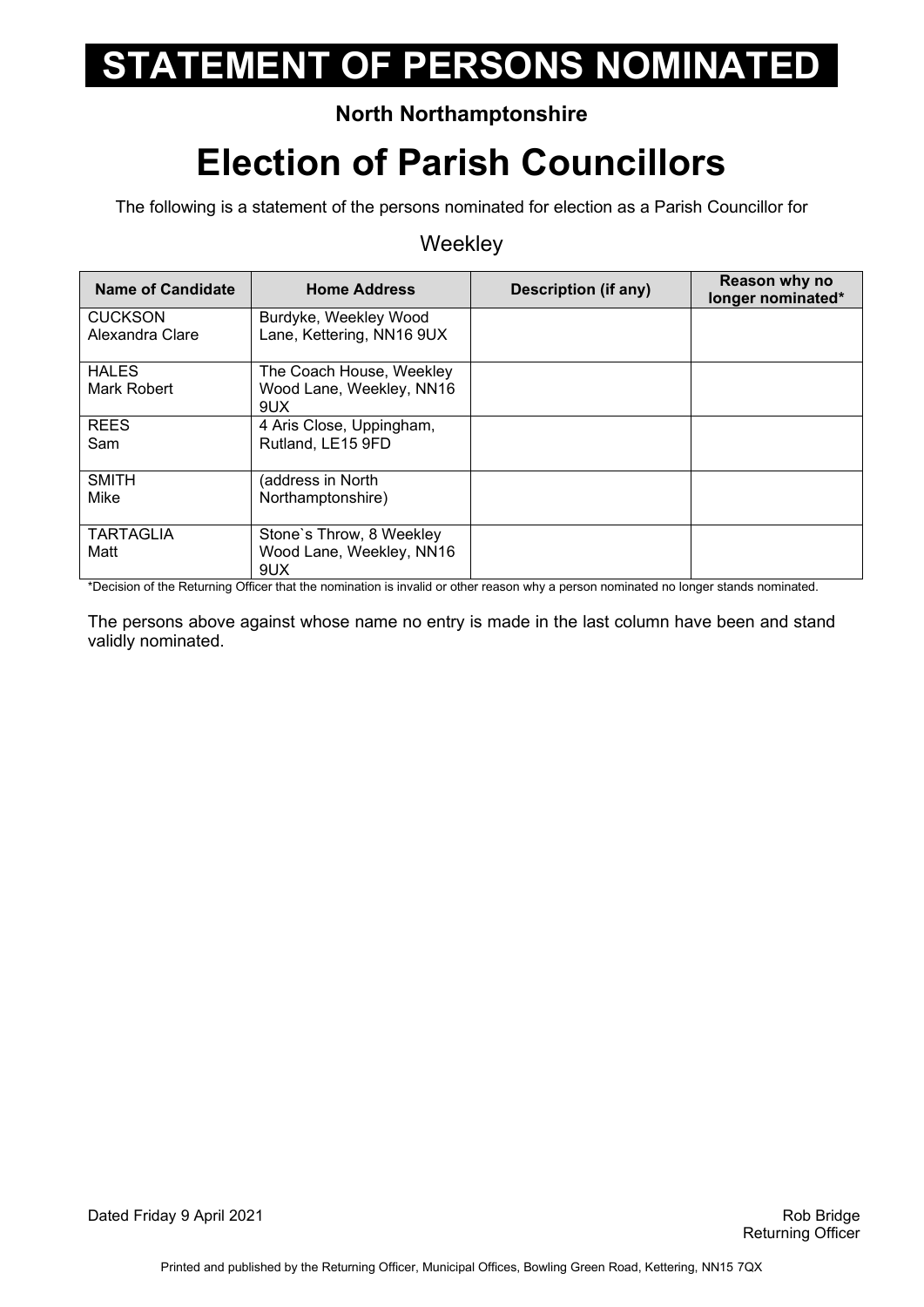# STATEMENT OF PERSONS NOMINATED

**North Northamptonshire**

# Election of Parish Councillors

The following is a statement of the persons nominated for election as a Parish Councillor for

Weekley

| Name of Candidate | Home Address | Description (if any) | Reason why no longer nominated* |
|---|---|---|---|
| CUCKSON Alexandra Clare | Burdyke, Weekley Wood Lane, Kettering, NN16 9UX | | |
| HALES Mark Robert | The Coach House, Weekley Wood Lane, Weekley, NN16 9UX | | |
| REES Sam | 4 Aris Close, Uppingham, Rutland, LE15 9FD | | |
| SMITH Mike | (address in North Northamptonshire) | | |
| TARTAGLIA Matt | Stone`s Throw, 8 Weekley Wood Lane, Weekley, NN16 9UX | | |

*Decision of the Returning Officer that the nomination is invalid or other reason why a person nominated no longer stands nominated.

The persons above against whose name no entry is made in the last column have been and stand validly nominated.

Dated Friday 9 April 2021

Rob Bridge
Returning Officer

Printed and published by the Returning Officer, Municipal Offices, Bowling Green Road, Kettering, NN15 7QX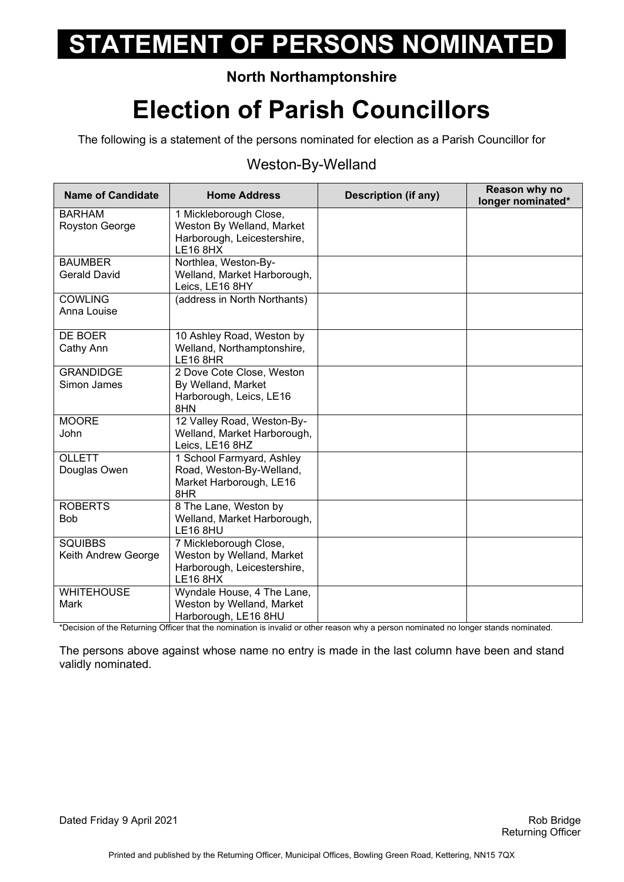# STATEMENT OF PERSONS NOMINATED

**North Northamptonshire**

# Election of Parish Councillors

The following is a statement of the persons nominated for election as a Parish Councillor for

## Weston-By-Welland

| Name of Candidate | Home Address | Description (if any) | Reason why no longer nominated* |
|---|---|---|---|
| BARHAM Royston George | 1 Mickleborough Close, Weston By Welland, Market Harborough, Leicestershire, LE16 8HX | | |
| BAUMBER Gerald David | Northlea, Weston-By-Welland, Market Harborough, Leics, LE16 8HY | | |
| COWLING Anna Louise | (address in North Northants) | | |
| DE BOER Cathy Ann | 10 Ashley Road, Weston by Welland, Northamptonshire, LE16 8HR | | |
| GRANDIDGE Simon James | 2 Dove Cote Close, Weston By Welland, Market Harborough, Leics, LE16 8HN | | |
| MOORE John | 12 Valley Road, Weston-By-Welland, Market Harborough, Leics, LE16 8HZ | | |
| OLLETT Douglas Owen | 1 School Farmyard, Ashley Road, Weston-By-Welland, Market Harborough, LE16 8HR | | |
| ROBERTS Bob | 8 The Lane, Weston by Welland, Market Harborough, LE16 8HU | | |
| SQUIBBS Keith Andrew George | 7 Mickleborough Close, Weston by Welland, Market Harborough, Leicestershire, LE16 8HX | | |
| WHITEHOUSE Mark | Wyndale House, 4 The Lane, Weston by Welland, Market Harborough, LE16 8HU | | |

*Decision of the Returning Officer that the nomination is invalid or other reason why a person nominated no longer stands nominated.

The persons above against whose name no entry is made in the last column have been and stand validly nominated.

Dated Friday 9 April 2021

Rob Bridge
Returning Officer

Printed and published by the Returning Officer, Municipal Offices, Bowling Green Road, Kettering, NN15 7QX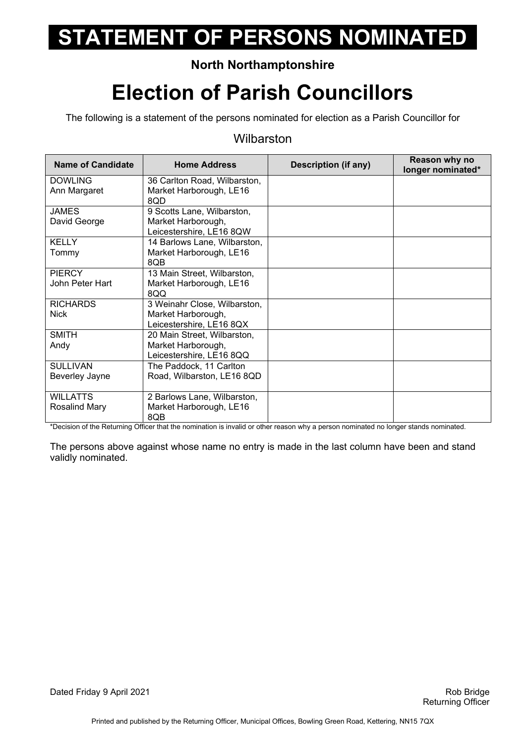# STATEMENT OF PERSONS NOMINATED

**North Northamptonshire**

# Election of Parish Councillors

The following is a statement of the persons nominated for election as a Parish Councillor for

Wilbarston

| Name of Candidate | Home Address | Description (if any) | Reason why no longer nominated* |
|---|---|---|---|
| DOWLING Ann Margaret | 36 Carlton Road, Wilbarston, Market Harborough, LE16 8QD | | |
| JAMES David George | 9 Scotts Lane, Wilbarston, Market Harborough, Leicestershire, LE16 8QW | | |
| KELLY Tommy | 14 Barlows Lane, Wilbarston, Market Harborough, LE16 8QB | | |
| PIERCY John Peter Hart | 13 Main Street, Wilbarston, Market Harborough, LE16 8QQ | | |
| RICHARDS Nick | 3 Weinahr Close, Wilbarston, Market Harborough, Leicestershire, LE16 8QX | | |
| SMITH Andy | 20 Main Street, Wilbarston, Market Harborough, Leicestershire, LE16 8QQ | | |
| SULLIVAN Beverley Jayne | The Paddock, 11 Carlton Road, Wilbarston, LE16 8QD | | |
| WILLATTS Rosalind Mary | 2 Barlows Lane, Wilbarston, Market Harborough, LE16 8QB | | |

*Decision of the Returning Officer that the nomination is invalid or other reason why a person nominated no longer stands nominated.

The persons above against whose name no entry is made in the last column have been and stand validly nominated.

Dated Friday 9 April 2021

Rob Bridge
Returning Officer

Printed and published by the Returning Officer, Municipal Offices, Bowling Green Road, Kettering, NN15 7QX